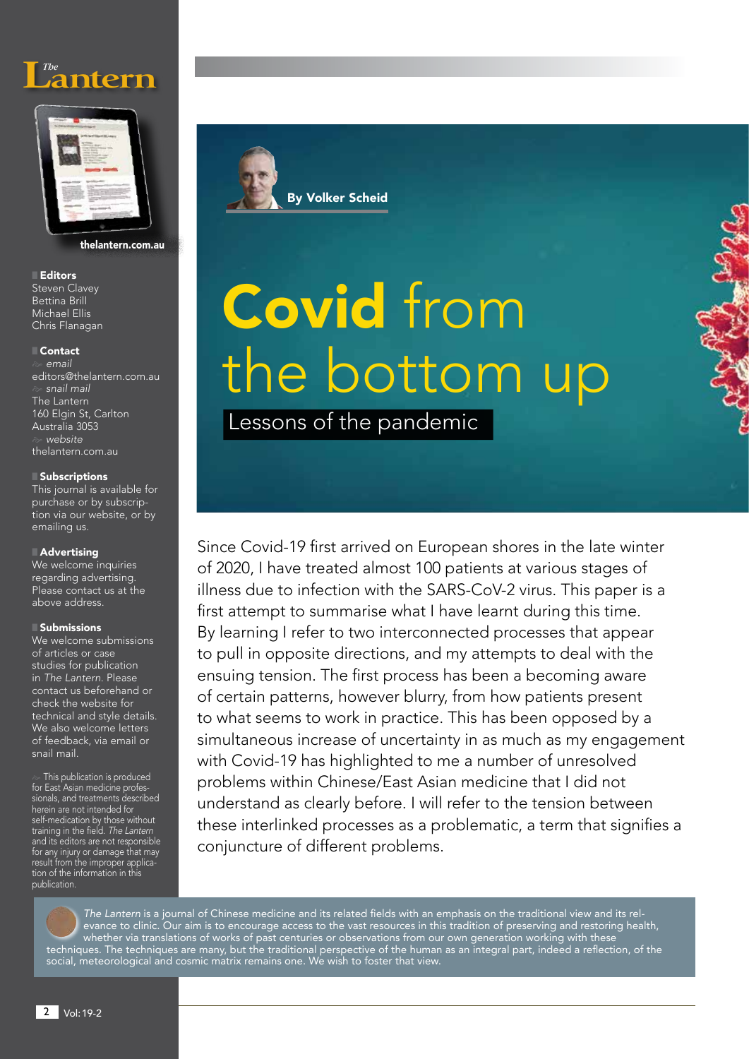# Covid from the bottom up

## Lessons of the pandemic

By Volker Scheid

Since Covid-19 first arrived on European shores in the late winter of 2020, I have treated almost 100 patients at various stages of illness due to infection with the SARS-CoV-2 virus. This paper is a first attempt to summarise what I have learnt during this time. By learning I refer to two interconnected processes that appear to pull in opposite directions, and my attempts to deal with the ensuing tension. The first process has been a becoming aware of certain patterns, however blurry, from how patients present to what seems to work in practice. This has been opposed by a simultaneous increase of uncertainty in as much as my engagement with Covid-19 has highlighted to me a number of unresolved problems within Chinese/East Asian medicine that I did not understand as clearly before. I will refer to the tension between these interlinked processes as a problematic, a term that signifies a conjuncture of different problems.

---

*The Lantern*

thelantern.com.au

**Editors**
Steven Clavey
Bettina Brill
Michael Ellis
Chris Flanagan

**Contact**
*email*
editors@thelantern.com.au
*snail mail*
The Lantern
160 Elgin St, Carlton
Australia 3053
*website*
thelantern.com.au

**Subscriptions**
This journal is available for purchase or by subscription via our website, or by emailing us.

**Advertising**
We welcome inquiries regarding advertising. Please contact us at the above address.

**Submissions**
We welcome submissions of articles or case studies for publication in *The Lantern*. Please contact us beforehand or check the website for technical and style details. We also welcome letters of feedback, via email or snail mail.

This publication is produced for East Asian medicine professionals, and treatments described herein are not intended for self-medication by those without training in the field. *The Lantern* and its editors are not responsible for any injury or damage that may result from the improper application of the information in this publication.

*The Lantern* is a journal of Chinese medicine and its related fields with an emphasis on the traditional view and its relevance to clinic. Our aim is to encourage access to the vast resources in this tradition of preserving and restoring health, whether via translations of works of past centuries or observations from our own generation working with these techniques. The techniques are many, but the traditional perspective of the human as an integral part, indeed a reflection, of the social, meteorological and cosmic matrix remains one. We wish to foster that view.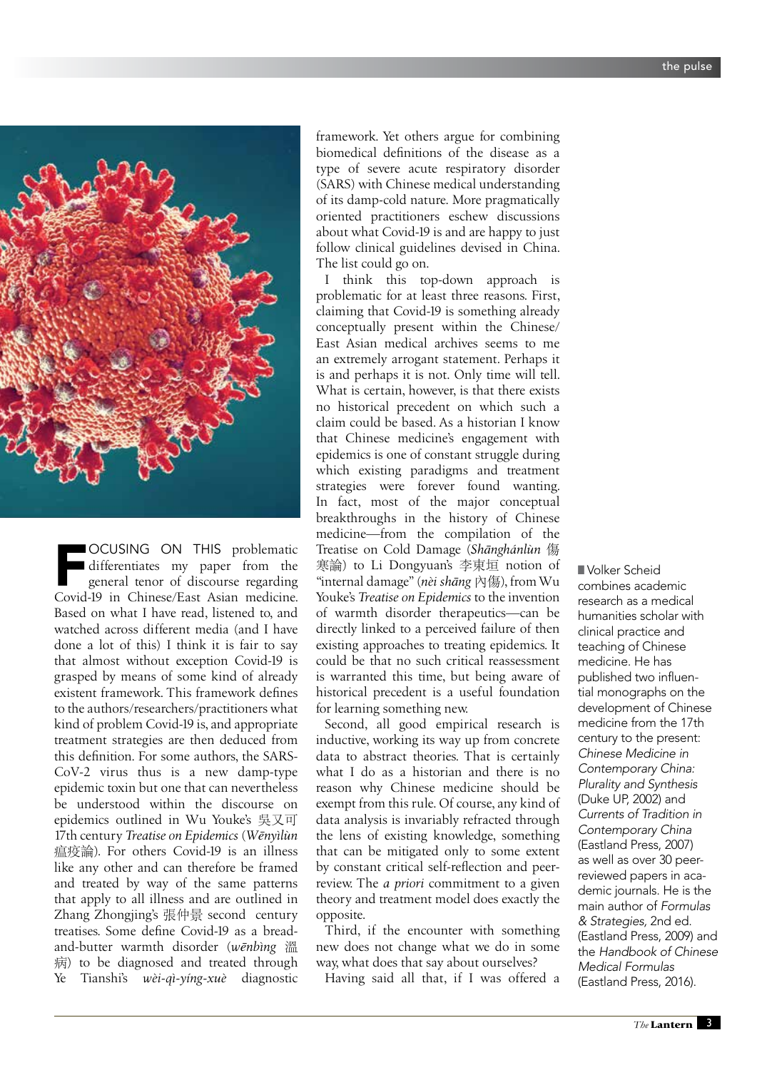FOCUSING ON THIS problematic differentiates my paper from the general tenor of discourse regarding Covid-19 in Chinese/East Asian medicine. Based on what I have read, listened to, and watched across different media (and I have done a lot of this) I think it is fair to say that almost without exception Covid-19 is grasped by means of some kind of already existent framework. This framework defines to the authors/researchers/practitioners what kind of problem Covid-19 is, and appropriate treatment strategies are then deduced from this definition. For some authors, the SARS-CoV-2 virus thus is a new damp-type epidemic toxin but one that can nevertheless be understood within the discourse on epidemics outlined in Wu Youke's 吳又可 17th century *Treatise on Epidemics* (*Wēnyìlùn* 瘟疫論). For others Covid-19 is an illness like any other and can therefore be framed and treated by way of the same patterns that apply to all illness and are outlined in Zhang Zhongjing's 張仲景 second century treatises. Some define Covid-19 as a bread-and-butter warmth disorder (*wēnbìng* 溫病) to be diagnosed and treated through Ye Tianshi's *wèi-qì-yíng-xuè* diagnostic framework. Yet others argue for combining biomedical definitions of the disease as a type of severe acute respiratory disorder (SARS) with Chinese medical understanding of its damp-cold nature. More pragmatically oriented practitioners eschew discussions about what Covid-19 is and are happy to just follow clinical guidelines devised in China. The list could go on.

I think this top-down approach is problematic for at least three reasons. First, claiming that Covid-19 is something already conceptually present within the Chinese/East Asian medical archives seems to me an extremely arrogant statement. Perhaps it is and perhaps it is not. Only time will tell. What is certain, however, is that there exists no historical precedent on which such a claim could be based. As a historian I know that Chinese medicine's engagement with epidemics is one of constant struggle during which existing paradigms and treatment strategies were forever found wanting. In fact, most of the major conceptual breakthroughs in the history of Chinese medicine—from the compilation of the Treatise on Cold Damage (*Shānghánlùn* 傷寒論) to Li Dongyuan's 李東垣 notion of "internal damage" (*nèi shāng* 內傷), from Wu Youke's *Treatise on Epidemics* to the invention of warmth disorder therapeutics—can be directly linked to a perceived failure of then existing approaches to treating epidemics. It could be that no such critical reassessment is warranted this time, but being aware of historical precedent is a useful foundation for learning something new.

Second, all good empirical research is inductive, working its way up from concrete data to abstract theories. That is certainly what I do as a historian and there is no reason why Chinese medicine should be exempt from this rule. Of course, any kind of data analysis is invariably refracted through the lens of existing knowledge, something that can be mitigated only to some extent by constant critical self-reflection and peer-review. The *a priori* commitment to a given theory and treatment model does exactly the opposite.

Third, if the encounter with something new does not change what we do in some way, what does that say about ourselves?

Having said all that, if I was offered a

Volker Scheid combines academic research as a medical humanities scholar with clinical practice and teaching of Chinese medicine. He has published two influential monographs on the development of Chinese medicine from the 17th century to the present: *Chinese Medicine in Contemporary China: Plurality and Synthesis* (Duke UP, 2002) and *Currents of Tradition in Contemporary China* (Eastland Press, 2007) as well as over 30 peer-reviewed papers in academic journals. He is the main author of *Formulas & Strategies*, 2nd ed. (Eastland Press, 2009) and the *Handbook of Chinese Medical Formulas* (Eastland Press, 2016).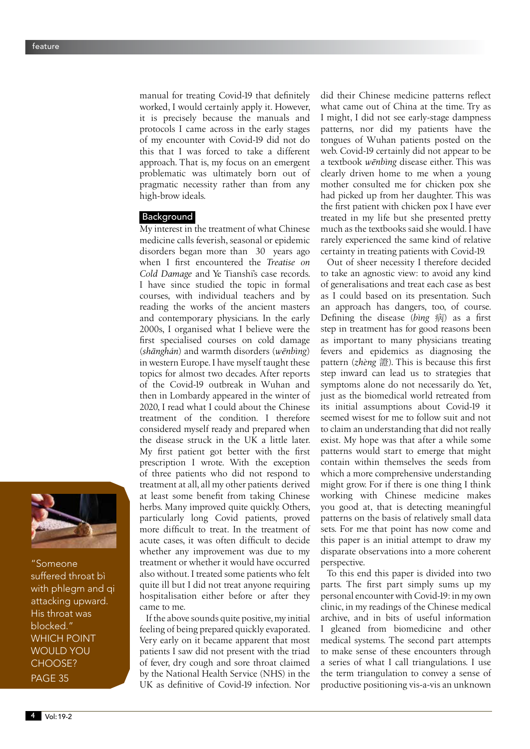manual for treating Covid-19 that definitely worked, I would certainly apply it. However, it is precisely because the manuals and protocols I came across in the early stages of my encounter with Covid-19 did not do this that I was forced to take a different approach. That is, my focus on an emergent problematic was ultimately born out of pragmatic necessity rather than from any high-brow ideals.

## Background

My interest in the treatment of what Chinese medicine calls feverish, seasonal or epidemic disorders began more than 30 years ago when I first encountered the *Treatise on Cold Damage* and Ye Tianshi's case records. I have since studied the topic in formal courses, with individual teachers and by reading the works of the ancient masters and contemporary physicians. In the early 2000s, I organised what I believe were the first specialised courses on cold damage (*shānghán*) and warmth disorders (*wēnbìng*) in western Europe. I have myself taught these topics for almost two decades. After reports of the Covid-19 outbreak in Wuhan and then in Lombardy appeared in the winter of 2020, I read what I could about the Chinese treatment of the condition. I therefore considered myself ready and prepared when the disease struck in the UK a little later. My first patient got better with the first prescription I wrote. With the exception of three patients who did not respond to treatment at all, all my other patients derived at least some benefit from taking Chinese herbs. Many improved quite quickly. Others, particularly long Covid patients, proved more difficult to treat. In the treatment of acute cases, it was often difficult to decide whether any improvement was due to my treatment or whether it would have occurred also without. I treated some patients who felt quite ill but I did not treat anyone requiring hospitalisation either before or after they came to me.

If the above sounds quite positive, my initial feeling of being prepared quickly evaporated. Very early on it became apparent that most patients I saw did not present with the triad of fever, dry cough and sore throat claimed by the National Health Service (NHS) in the UK as definitive of Covid-19 infection. Nor did their Chinese medicine patterns reflect what came out of China at the time. Try as I might, I did not see early-stage dampness patterns, nor did my patients have the tongues of Wuhan patients posted on the web. Covid-19 certainly did not appear to be a textbook *wēnbìng* disease either. This was clearly driven home to me when a young mother consulted me for chicken pox she had picked up from her daughter. This was the first patient with chicken pox I have ever treated in my life but she presented pretty much as the textbooks said she would. I have rarely experienced the same kind of relative certainty in treating patients with Covid-19.

Out of sheer necessity I therefore decided to take an agnostic view: to avoid any kind of generalisations and treat each case as best as I could based on its presentation. Such an approach has dangers, too, of course. Defining the disease (*bìng* 病) as a first step in treatment has for good reasons been as important to many physicians treating fevers and epidemics as diagnosing the pattern (*zhèng* 證). This is because this first step inward can lead us to strategies that symptoms alone do not necessarily do. Yet, just as the biomedical world retreated from its initial assumptions about Covid-19 it seemed wisest for me to follow suit and not to claim an understanding that did not really exist. My hope was that after a while some patterns would start to emerge that might contain within themselves the seeds from which a more comprehensive understanding might grow. For if there is one thing I think working with Chinese medicine makes you good at, that is detecting meaningful patterns on the basis of relatively small data sets. For me that point has now come and this paper is an initial attempt to draw my disparate observations into a more coherent perspective.

To this end this paper is divided into two parts. The first part simply sums up my personal encounter with Covid-19: in my own clinic, in my readings of the Chinese medical archive, and in bits of useful information I gleaned from biomedicine and other medical systems. The second part attempts to make sense of these encounters through a series of what I call triangulations. I use the term triangulation to convey a sense of productive positioning vis-a-vis an unknown

"Someone suffered throat bì with phlegm and qi attacking upward. His throat was blocked." WHICH POINT WOULD YOU CHOOSE? PAGE 35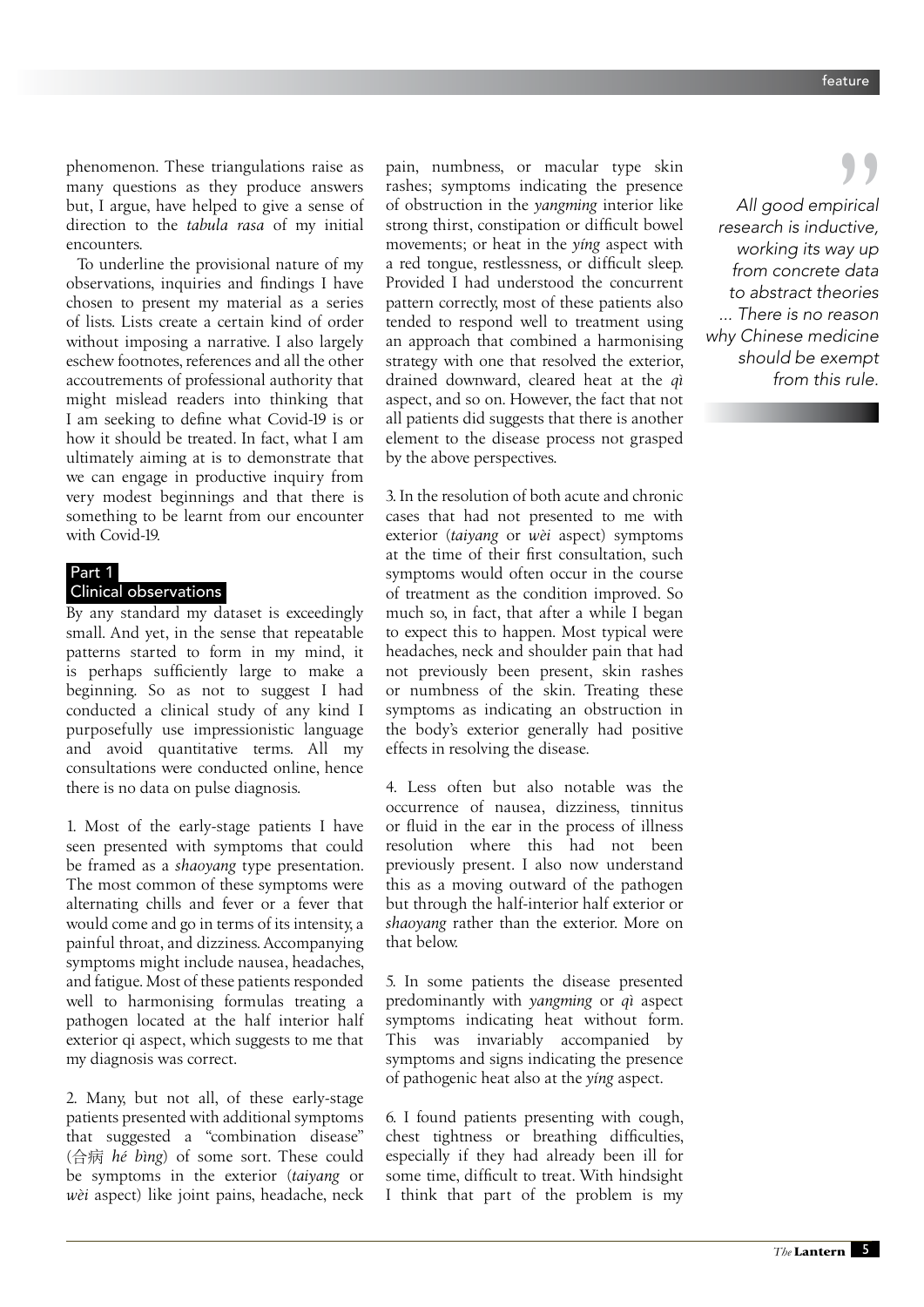phenomenon. These triangulations raise as many questions as they produce answers but, I argue, have helped to give a sense of direction to the *tabula rasa* of my initial encounters.

To underline the provisional nature of my observations, inquiries and findings I have chosen to present my material as a series of lists. Lists create a certain kind of order without imposing a narrative. I also largely eschew footnotes, references and all the other accoutrements of professional authority that might mislead readers into thinking that I am seeking to define what Covid-19 is or how it should be treated. In fact, what I am ultimately aiming at is to demonstrate that we can engage in productive inquiry from very modest beginnings and that there is something to be learnt from our encounter with Covid-19.

## Part 1
## Clinical observations

By any standard my dataset is exceedingly small. And yet, in the sense that repeatable patterns started to form in my mind, it is perhaps sufficiently large to make a beginning. So as not to suggest I had conducted a clinical study of any kind I purposefully use impressionistic language and avoid quantitative terms. All my consultations were conducted online, hence there is no data on pulse diagnosis.

1. Most of the early-stage patients I have seen presented with symptoms that could be framed as a *shaoyang* type presentation. The most common of these symptoms were alternating chills and fever or a fever that would come and go in terms of its intensity, a painful throat, and dizziness. Accompanying symptoms might include nausea, headaches, and fatigue. Most of these patients responded well to harmonising formulas treating a pathogen located at the half interior half exterior qi aspect, which suggests to me that my diagnosis was correct.

2. Many, but not all, of these early-stage patients presented with additional symptoms that suggested a "combination disease" (合病 *hé bìng*) of some sort. These could be symptoms in the exterior (*taiyang* or *wèi* aspect) like joint pains, headache, neck pain, numbness, or macular type skin rashes; symptoms indicating the presence of obstruction in the *yangming* interior like strong thirst, constipation or difficult bowel movements; or heat in the *yíng* aspect with a red tongue, restlessness, or difficult sleep. Provided I had understood the concurrent pattern correctly, most of these patients also tended to respond well to treatment using an approach that combined a harmonising strategy with one that resolved the exterior, drained downward, cleared heat at the *qì* aspect, and so on. However, the fact that not all patients did suggests that there is another element to the disease process not grasped by the above perspectives.

3. In the resolution of both acute and chronic cases that had not presented to me with exterior (*taiyang* or *wèi* aspect) symptoms at the time of their first consultation, such symptoms would often occur in the course of treatment as the condition improved. So much so, in fact, that after a while I began to expect this to happen. Most typical were headaches, neck and shoulder pain that had not previously been present, skin rashes or numbness of the skin. Treating these symptoms as indicating an obstruction in the body's exterior generally had positive effects in resolving the disease.

4. Less often but also notable was the occurrence of nausea, dizziness, tinnitus or fluid in the ear in the process of illness resolution where this had not been previously present. I also now understand this as a moving outward of the pathogen but through the half-interior half exterior or *shaoyang* rather than the exterior. More on that below.

5. In some patients the disease presented predominantly with *yangming* or *qì* aspect symptoms indicating heat without form. This was invariably accompanied by symptoms and signs indicating the presence of pathogenic heat also at the *yíng* aspect.

6. I found patients presenting with cough, chest tightness or breathing difficulties, especially if they had already been ill for some time, difficult to treat. With hindsight I think that part of the problem is my

> *All good empirical research is inductive, working its way up from concrete data to abstract theories ... There is no reason why Chinese medicine should be exempt from this rule.*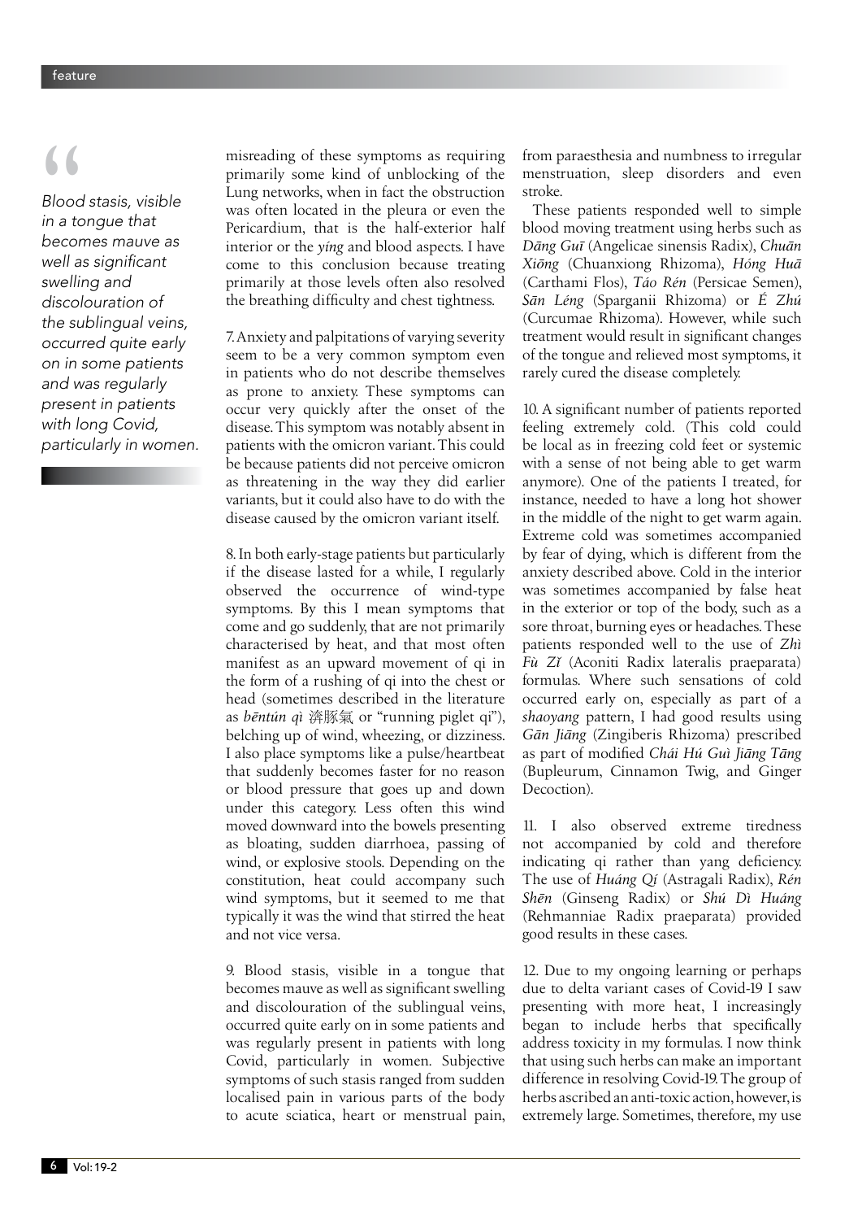> *Blood stasis, visible in a tongue that becomes mauve as well as significant swelling and discolouration of the sublingual veins, occurred quite early on in some patients and was regularly present in patients with long Covid, particularly in women.*

misreading of these symptoms as requiring primarily some kind of unblocking of the Lung networks, when in fact the obstruction was often located in the pleura or even the Pericardium, that is the half-exterior half interior or the *yíng* and blood aspects. I have come to this conclusion because treating primarily at those levels often also resolved the breathing difficulty and chest tightness.

7. Anxiety and palpitations of varying severity seem to be a very common symptom even in patients who do not describe themselves as prone to anxiety. These symptoms can occur very quickly after the onset of the disease. This symptom was notably absent in patients with the omicron variant. This could be because patients did not perceive omicron as threatening in the way they did earlier variants, but it could also have to do with the disease caused by the omicron variant itself.

8. In both early-stage patients but particularly if the disease lasted for a while, I regularly observed the occurrence of wind-type symptoms. By this I mean symptoms that come and go suddenly, that are not primarily characterised by heat, and that most often manifest as an upward movement of qi in the form of a rushing of qi into the chest or head (sometimes described in the literature as *bēntún qì* 滲豚氣 or "running piglet qi"), belching up of wind, wheezing, or dizziness. I also place symptoms like a pulse/heartbeat that suddenly becomes faster for no reason or blood pressure that goes up and down under this category. Less often this wind moved downward into the bowels presenting as bloating, sudden diarrhoea, passing of wind, or explosive stools. Depending on the constitution, heat could accompany such wind symptoms, but it seemed to me that typically it was the wind that stirred the heat and not vice versa.

9. Blood stasis, visible in a tongue that becomes mauve as well as significant swelling and discolouration of the sublingual veins, occurred quite early on in some patients and was regularly present in patients with long Covid, particularly in women. Subjective symptoms of such stasis ranged from sudden localised pain in various parts of the body to acute sciatica, heart or menstrual pain, from paraesthesia and numbness to irregular menstruation, sleep disorders and even stroke.

These patients responded well to simple blood moving treatment using herbs such as *Dāng Guī* (Angelicae sinensis Radix), *Chuān Xiōng* (Chuanxiong Rhizoma), *Hóng Huā* (Carthami Flos), *Táo Rén* (Persicae Semen), *Sān Léng* (Sparganii Rhizoma) or *É Zhú* (Curcumae Rhizoma). However, while such treatment would result in significant changes of the tongue and relieved most symptoms, it rarely cured the disease completely.

10. A significant number of patients reported feeling extremely cold. (This cold could be local as in freezing cold feet or systemic with a sense of not being able to get warm anymore). One of the patients I treated, for instance, needed to have a long hot shower in the middle of the night to get warm again. Extreme cold was sometimes accompanied by fear of dying, which is different from the anxiety described above. Cold in the interior was sometimes accompanied by false heat in the exterior or top of the body, such as a sore throat, burning eyes or headaches. These patients responded well to the use of *Zhì Fù Zǐ* (Aconiti Radix lateralis praeparata) formulas. Where such sensations of cold occurred early on, especially as part of a *shaoyang* pattern, I had good results using *Gān Jiāng* (Zingiberis Rhizoma) prescribed as part of modified *Chái Hú Guì Jiāng Tāng* (Bupleurum, Cinnamon Twig, and Ginger Decoction).

11. I also observed extreme tiredness not accompanied by cold and therefore indicating qi rather than yang deficiency. The use of *Huáng Qí* (Astragali Radix), *Rén Shēn* (Ginseng Radix) or *Shú Dì Huáng* (Rehmanniae Radix praeparata) provided good results in these cases.

12. Due to my ongoing learning or perhaps due to delta variant cases of Covid-19 I saw presenting with more heat, I increasingly began to include herbs that specifically address toxicity in my formulas. I now think that using such herbs can make an important difference in resolving Covid-19. The group of herbs ascribed an anti-toxic action, however, is extremely large. Sometimes, therefore, my use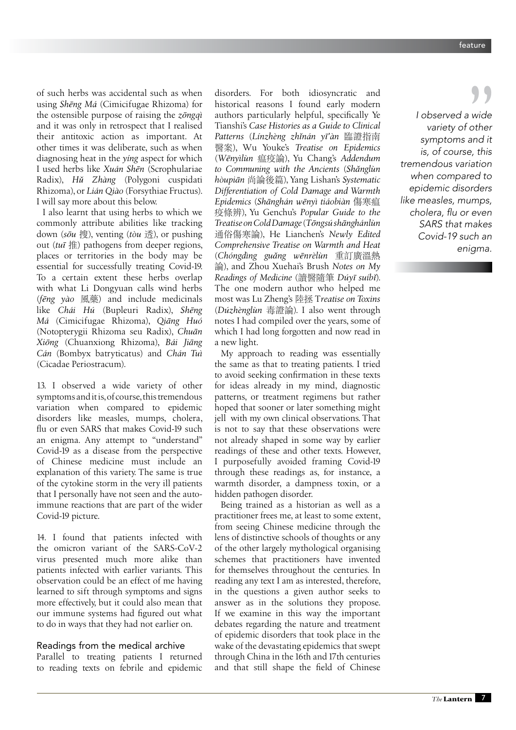of such herbs was accidental such as when using *Shēng Má* (Cimicifugae Rhizoma) for the ostensible purpose of raising the *zōngqì* and it was only in retrospect that I realised their antitoxic action as important. At other times it was deliberate, such as when diagnosing heat in the *yíng* aspect for which I used herbs like *Xuán Shēn* (Scrophulariae Radix), *Hǔ Zhàng* (Polygoni cuspidati Rhizoma), or *Lián Qiào* (Forsythiae Fructus). I will say more about this below.

I also learnt that using herbs to which we commonly attribute abilities like tracking down (*sōu* 搜), venting (*tòu* 透), or pushing out (*tuī* 推) pathogens from deeper regions, places or territories in the body may be essential for successfully treating Covid-19. To a certain extent these herbs overlap with what Li Dongyuan calls wind herbs (*fēng yào* 風藥) and include medicinals like *Chái Hú* (Bupleuri Radix), *Shēng Má* (Cimicifugae Rhizoma), *Qiāng Huó* (Notopterygii Rhizoma seu Radix), *Chuān Xiōng* (Chuanxiong Rhizoma), *Bái Jiāng Cán* (Bombyx batryticatus) and *Chán Tuì* (Cicadae Periostracum).

13. I observed a wide variety of other symptoms and it is, of course, this tremendous variation when compared to epidemic disorders like measles, mumps, cholera, flu or even SARS that makes Covid-19 such an enigma. Any attempt to "understand" Covid-19 as a disease from the perspective of Chinese medicine must include an explanation of this variety. The same is true of the cytokine storm in the very ill patients that I personally have not seen and the auto-immune reactions that are part of the wider Covid-19 picture.

14. I found that patients infected with the omicron variant of the SARS-CoV-2 virus presented much more alike than patients infected with earlier variants. This observation could be an effect of me having learned to sift through symptoms and signs more effectively, but it could also mean that our immune systems had figured out what to do in ways that they had not earlier on.

## Readings from the medical archive

Parallel to treating patients I returned to reading texts on febrile and epidemic disorders. For both idiosyncratic and historical reasons I found early modern authors particularly helpful, specifically Ye Tianshi's *Case Histories as a Guide to Clinical Patterns* (*Línzhèng zhǐnán yī'àn* 臨證指南醫案), Wu Youke's *Treatise on Epidemics* (*Wēnyìlùn* 瘟疫論), Yu Chang's *Addendum to Communing with the Ancients* (*Shǎnglùn hòupiān* 尚論後篇), Yang Lishan's *Systematic Differentiation of Cold Damage and Warmth Epidemics* (*Shānghán wēnyì tiáobiàn* 傷寒瘟疫條辨), Yu Genchu's *Popular Guide to the Treatise on Cold Damage* (*Tōngsú shānghánlùn* 通俗傷寒論), He Lianchen's *Newly Edited Comprehensive Treatise on Warmth and Heat* (*Chóngdìng guǎng wēnrèlùn* 重訂廣溫熱論), and Zhou Xuehai's Brush *Notes on My Readings of Medicine* (讀醫隨筆 *Dúyī suíbǐ*). The one modern author who helped me most was Lu Zheng's 陸拯 T*reatise on Toxins* (*Dúzhènglùn* 毒證論). I also went through notes I had compiled over the years, some of which I had long forgotten and now read in a new light.

My approach to reading was essentially the same as that to treating patients. I tried to avoid seeking confirmation in these texts for ideas already in my mind, diagnostic patterns, or treatment regimens but rather hoped that sooner or later something might jell with my own clinical observations. That is not to say that these observations were not already shaped in some way by earlier readings of these and other texts. However, I purposefully avoided framing Covid-19 through these readings as, for instance, a warmth disorder, a dampness toxin, or a hidden pathogen disorder.

Being trained as a historian as well as a practitioner frees me, at least to some extent, from seeing Chinese medicine through the lens of distinctive schools of thoughts or any of the other largely mythological organising schemes that practitioners have invented for themselves throughout the centuries. In reading any text I am as interested, therefore, in the questions a given author seeks to answer as in the solutions they propose. If we examine in this way the important debates regarding the nature and treatment of epidemic disorders that took place in the wake of the devastating epidemics that swept through China in the 16th and 17th centuries and that still shape the field of Chinese

> *I observed a wide variety of other symptoms and it is, of course, this tremendous variation when compared to epidemic disorders like measles, mumps, cholera, flu or even SARS that makes Covid-19 such an enigma.*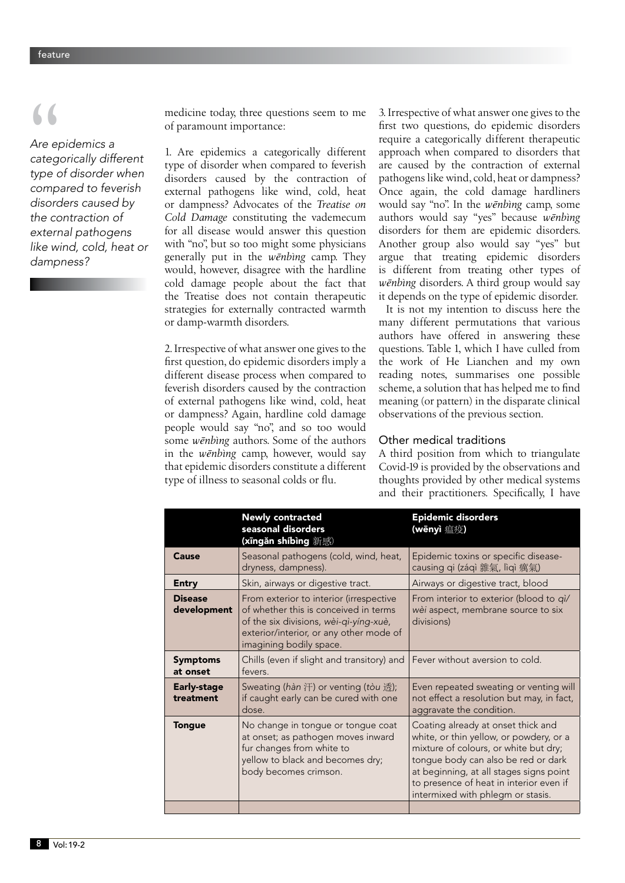> *Are epidemics a categorically different type of disorder when compared to feverish disorders caused by the contraction of external pathogens like wind, cold, heat or dampness?*

medicine today, three questions seem to me of paramount importance:

1. Are epidemics a categorically different type of disorder when compared to feverish disorders caused by the contraction of external pathogens like wind, cold, heat or dampness? Advocates of the *Treatise on Cold Damage* constituting the vademecum for all disease would answer this question with "no", but so too might some physicians generally put in the *wēnbìng* camp. They would, however, disagree with the hardline cold damage people about the fact that the Treatise does not contain therapeutic strategies for externally contracted warmth or damp-warmth disorders.

2. Irrespective of what answer one gives to the first question, do epidemic disorders imply a different disease process when compared to feverish disorders caused by the contraction of external pathogens like wind, cold, heat or dampness? Again, hardline cold damage people would say "no", and so too would some *wēnbìng* authors. Some of the authors in the *wēnbìng* camp, however, would say that epidemic disorders constitute a different type of illness to seasonal colds or flu.

3. Irrespective of what answer one gives to the first two questions, do epidemic disorders require a categorically different therapeutic approach when compared to disorders that are caused by the contraction of external pathogens like wind, cold, heat or dampness? Once again, the cold damage hardliners would say "no". In the *wēnbìng* camp, some authors would say "yes" because *wēnbìng* disorders for them are epidemic disorders. Another group also would say "yes" but argue that treating epidemic disorders is different from treating other types of *wēnbìng* disorders. A third group would say it depends on the type of epidemic disorder.

It is not my intention to discuss here the many different permutations that various authors have offered in answering these questions. Table 1, which I have culled from the work of He Lianchen and my own reading notes, summarises one possible scheme, a solution that has helped me to find meaning (or pattern) in the disparate clinical observations of the previous section.

### Other medical traditions

A third position from which to triangulate Covid-19 is provided by the observations and thoughts provided by other medical systems and their practitioners. Specifically, I have

| | **Newly contracted seasonal disorders (xīngǎn shíbìng 新感)** | **Epidemic disorders (wēnyì 瘟疫)** |
|---|---|---|
| **Cause** | Seasonal pathogens (cold, wind, heat, dryness, dampness). | Epidemic toxins or specific disease-causing qi (záqì 雜氣, lìqì 癘氣) |
| **Entry** | Skin, airways or digestive tract. | Airways or digestive tract, blood |
| **Disease development** | From exterior to interior (irrespective of whether this is conceived in terms of the six divisions, *wèi-qì-yíng-xuè*, exterior/interior, or any other mode of imagining bodily space. | From interior to exterior (blood to *qì/wèi* aspect, membrane source to six divisions) |
| **Symptoms at onset** | Chills (even if slight and transitory) and fevers. | Fever without aversion to cold. |
| **Early-stage treatment** | Sweating (*hàn* 汗) or venting (*tòu* 透); if caught early can be cured with one dose. | Even repeated sweating or venting will not effect a resolution but may, in fact, aggravate the condition. |
| **Tongue** | No change in tongue or tongue coat at onset; as pathogen moves inward fur changes from white to yellow to black and becomes dry; body becomes crimson. | Coating already at onset thick and white, or thin yellow, or powdery, or a mixture of colours, or white but dry; tongue body can also be red or dark at beginning, at all stages signs point to presence of heat in interior even if intermixed with phlegm or stasis. |
| | | |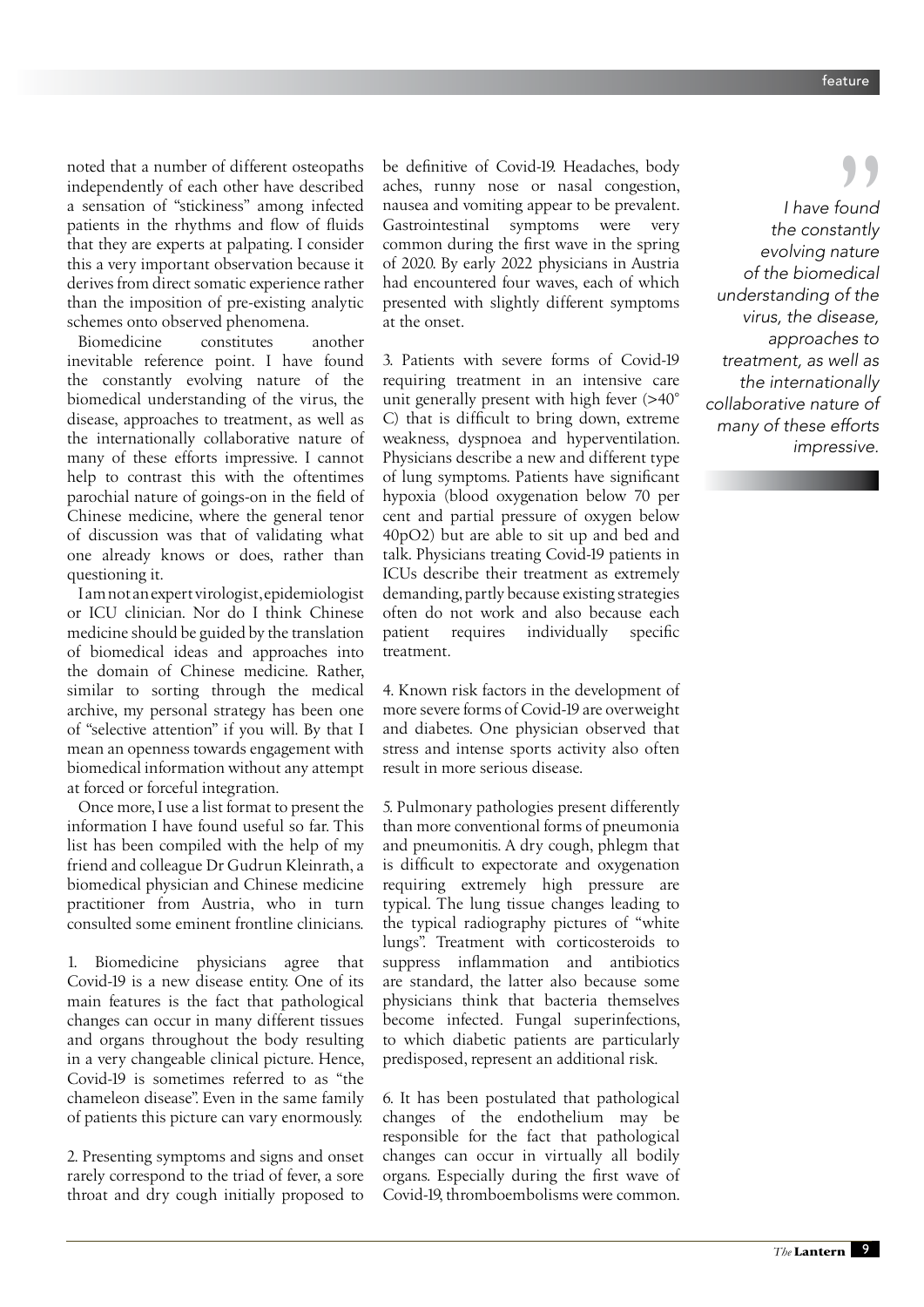noted that a number of different osteopaths independently of each other have described a sensation of "stickiness" among infected patients in the rhythms and flow of fluids that they are experts at palpating. I consider this a very important observation because it derives from direct somatic experience rather than the imposition of pre-existing analytic schemes onto observed phenomena.

Biomedicine constitutes another inevitable reference point. I have found the constantly evolving nature of the biomedical understanding of the virus, the disease, approaches to treatment, as well as the internationally collaborative nature of many of these efforts impressive. I cannot help to contrast this with the oftentimes parochial nature of goings-on in the field of Chinese medicine, where the general tenor of discussion was that of validating what one already knows or does, rather than questioning it.

I am not an expert virologist, epidemiologist or ICU clinician. Nor do I think Chinese medicine should be guided by the translation of biomedical ideas and approaches into the domain of Chinese medicine. Rather, similar to sorting through the medical archive, my personal strategy has been one of "selective attention" if you will. By that I mean an openness towards engagement with biomedical information without any attempt at forced or forceful integration.

Once more, I use a list format to present the information I have found useful so far. This list has been compiled with the help of my friend and colleague Dr Gudrun Kleinrath, a biomedical physician and Chinese medicine practitioner from Austria, who in turn consulted some eminent frontline clinicians.

1. Biomedicine physicians agree that Covid-19 is a new disease entity. One of its main features is the fact that pathological changes can occur in many different tissues and organs throughout the body resulting in a very changeable clinical picture. Hence, Covid-19 is sometimes referred to as "the chameleon disease". Even in the same family of patients this picture can vary enormously.

2. Presenting symptoms and signs and onset rarely correspond to the triad of fever, a sore throat and dry cough initially proposed to be definitive of Covid-19. Headaches, body aches, runny nose or nasal congestion, nausea and vomiting appear to be prevalent. Gastrointestinal symptoms were very common during the first wave in the spring of 2020. By early 2022 physicians in Austria had encountered four waves, each of which presented with slightly different symptoms at the onset.

3. Patients with severe forms of Covid-19 requiring treatment in an intensive care unit generally present with high fever (>40° C) that is difficult to bring down, extreme weakness, dyspnoea and hyperventilation. Physicians describe a new and different type of lung symptoms. Patients have significant hypoxia (blood oxygenation below 70 per cent and partial pressure of oxygen below 40pO2) but are able to sit up and bed and talk. Physicians treating Covid-19 patients in ICUs describe their treatment as extremely demanding, partly because existing strategies often do not work and also because each patient requires individually specific treatment.

4. Known risk factors in the development of more severe forms of Covid-19 are overweight and diabetes. One physician observed that stress and intense sports activity also often result in more serious disease.

5. Pulmonary pathologies present differently than more conventional forms of pneumonia and pneumonitis. A dry cough, phlegm that is difficult to expectorate and oxygenation requiring extremely high pressure are typical. The lung tissue changes leading to the typical radiography pictures of "white lungs". Treatment with corticosteroids to suppress inflammation and antibiotics are standard, the latter also because some physicians think that bacteria themselves become infected. Fungal superinfections, to which diabetic patients are particularly predisposed, represent an additional risk.

6. It has been postulated that pathological changes of the endothelium may be responsible for the fact that pathological changes can occur in virtually all bodily organs. Especially during the first wave of Covid-19, thromboembolisms were common.

> *I have found the constantly evolving nature of the biomedical understanding of the virus, the disease, approaches to treatment, as well as the internationally collaborative nature of many of these efforts impressive.*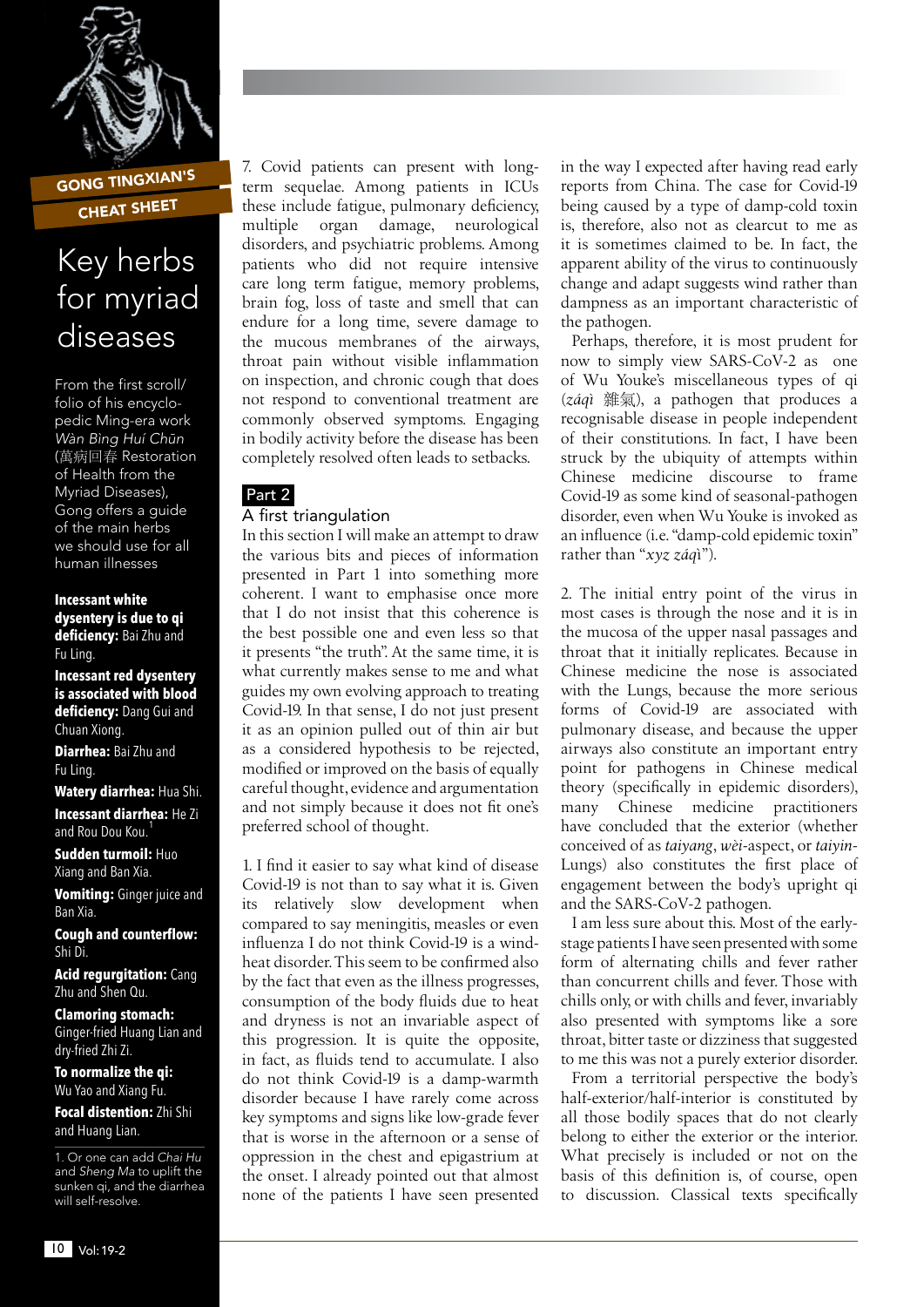## GONG TINGXIAN'S CHEAT SHEET

# Key herbs for myriad diseases

From the first scroll/folio of his encyclopedic Ming-era work *Wàn Bìng Huí Chūn* (萬病回春 Restoration of Health from the Myriad Diseases), Gong offers a guide of the main herbs we should use for all human illnesses

**Incessant white dysentery is due to qi deficiency:** Bai Zhu and Fu Ling.

**Incessant red dysentery is associated with blood deficiency:** Dang Gui and Chuan Xiong.

**Diarrhea:** Bai Zhu and Fu Ling.

**Watery diarrhea:** Hua Shi.

**Incessant diarrhea:** He Zi and Rou Dou Kou.[1]

**Sudden turmoil:** Huo Xiang and Ban Xia.

**Vomiting:** Ginger juice and Ban Xia.

**Cough and counterflow:** Shi Di.

**Acid regurgitation:** Cang Zhu and Shen Qu.

**Clamoring stomach:** Ginger-fried Huang Lian and dry-fried Zhi Zi.

**To normalize the qi:** Wu Yao and Xiang Fu.

**Focal distention:** Zhi Shi and Huang Lian.

1. Or one can add *Chai Hu* and *Sheng Ma* to uplift the sunken qi, and the diarrhea will self-resolve.

---

7. Covid patients can present with long-term sequelae. Among patients in ICUs these include fatigue, pulmonary deficiency, multiple organ damage, neurological disorders, and psychiatric problems. Among patients who did not require intensive care long term fatigue, memory problems, brain fog, loss of taste and smell that can endure for a long time, severe damage to the mucous membranes of the airways, throat pain without visible inflammation on inspection, and chronic cough that does not respond to conventional treatment are commonly observed symptoms. Engaging in bodily activity before the disease has been completely resolved often leads to setbacks.

## Part 2

### A first triangulation

In this section I will make an attempt to draw the various bits and pieces of information presented in Part 1 into something more coherent. I want to emphasise once more that I do not insist that this coherence is the best possible one and even less so that it presents "the truth". At the same time, it is what currently makes sense to me and what guides my own evolving approach to treating Covid-19. In that sense, I do not just present it as an opinion pulled out of thin air but as a considered hypothesis to be rejected, modified or improved on the basis of equally careful thought, evidence and argumentation and not simply because it does not fit one's preferred school of thought.

1. I find it easier to say what kind of disease Covid-19 is not than to say what it is. Given its relatively slow development when compared to say meningitis, measles or even influenza I do not think Covid-19 is a wind-heat disorder. This seem to be confirmed also by the fact that even as the illness progresses, consumption of the body fluids due to heat and dryness is not an invariable aspect of this progression. It is quite the opposite, in fact, as fluids tend to accumulate. I also do not think Covid-19 is a damp-warmth disorder because I have rarely come across key symptoms and signs like low-grade fever that is worse in the afternoon or a sense of oppression in the chest and epigastrium at the onset. I already pointed out that almost none of the patients I have seen presented in the way I expected after having read early reports from China. The case for Covid-19 being caused by a type of damp-cold toxin is, therefore, also not as clearcut to me as it is sometimes claimed to be. In fact, the apparent ability of the virus to continuously change and adapt suggests wind rather than dampness as an important characteristic of the pathogen.

Perhaps, therefore, it is most prudent for now to simply view SARS-CoV-2 as one of Wu Youke's miscellaneous types of qi (*záqì* 雜氣), a pathogen that produces a recognisable disease in people independent of their constitutions. In fact, I have been struck by the ubiquity of attempts within Chinese medicine discourse to frame Covid-19 as some kind of seasonal-pathogen disorder, even when Wu Youke is invoked as an influence (i.e. "damp-cold epidemic toxin" rather than "*xyz záqì*").

2. The initial entry point of the virus in most cases is through the nose and it is in the mucosa of the upper nasal passages and throat that it initially replicates. Because in Chinese medicine the nose is associated with the Lungs, because the more serious forms of Covid-19 are associated with pulmonary disease, and because the upper airways also constitute an important entry point for pathogens in Chinese medical theory (specifically in epidemic disorders), many Chinese medicine practitioners have concluded that the exterior (whether conceived of as *taiyang*, *wèi*-aspect, or *taiyin*-Lungs) also constitutes the first place of engagement between the body's upright qi and the SARS-CoV-2 pathogen.

I am less sure about this. Most of the early-stage patients I have seen presented with some form of alternating chills and fever rather than concurrent chills and fever. Those with chills only, or with chills and fever, invariably also presented with symptoms like a sore throat, bitter taste or dizziness that suggested to me this was not a purely exterior disorder.

From a territorial perspective the body's half-exterior/half-interior is constituted by all those bodily spaces that do not clearly belong to either the exterior or the interior. What precisely is included or not on the basis of this definition is, of course, open to discussion. Classical texts specifically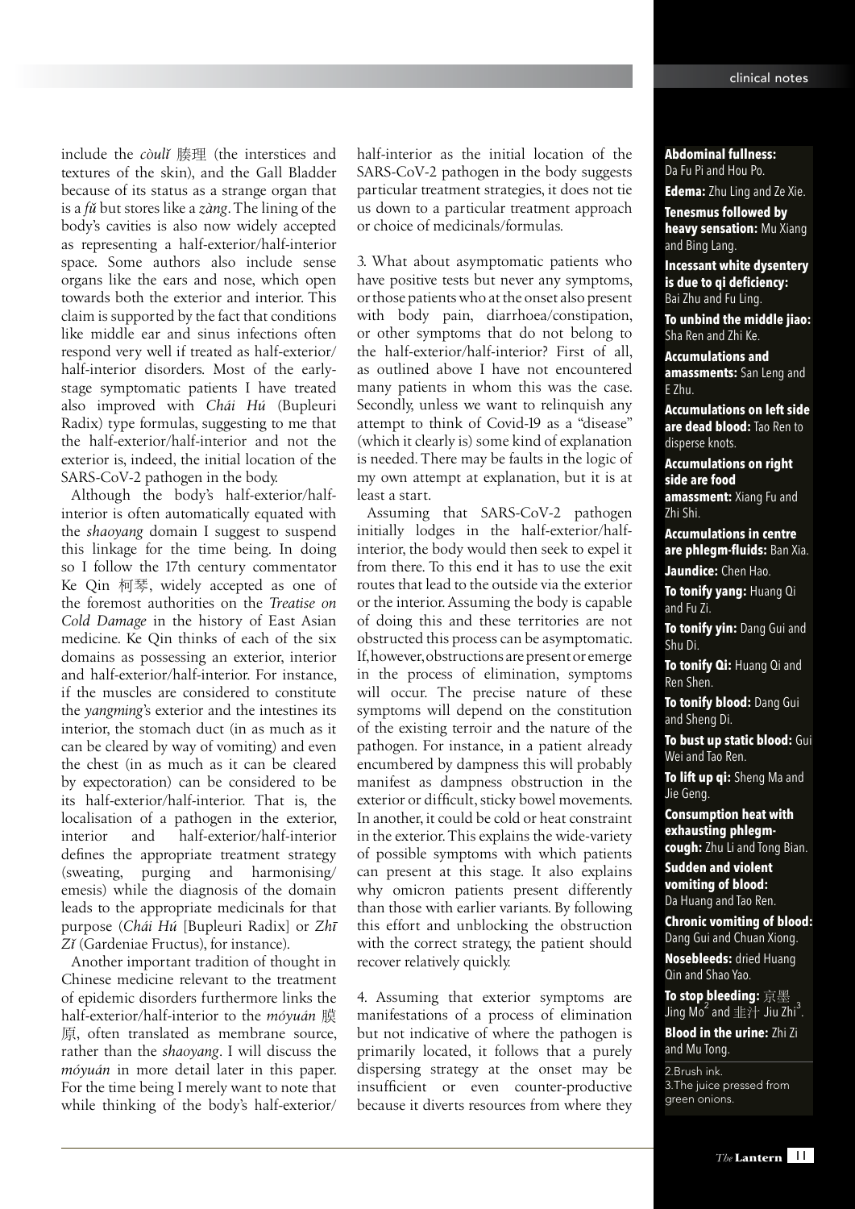include the *còulǐ* 腠理 (the interstices and textures of the skin), and the Gall Bladder because of its status as a strange organ that is a *fǔ* but stores like a *zàng*. The lining of the body's cavities is also now widely accepted as representing a half-exterior/half-interior space. Some authors also include sense organs like the ears and nose, which open towards both the exterior and interior. This claim is supported by the fact that conditions like middle ear and sinus infections often respond very well if treated as half-exterior/half-interior disorders. Most of the early-stage symptomatic patients I have treated also improved with *Chái Hú* (Bupleuri Radix) type formulas, suggesting to me that the half-exterior/half-interior and not the exterior is, indeed, the initial location of the SARS-CoV-2 pathogen in the body.

Although the body's half-exterior/half-interior is often automatically equated with the *shaoyang* domain I suggest to suspend this linkage for the time being. In doing so I follow the 17th century commentator Ke Qin 柯琴, widely accepted as one of the foremost authorities on the *Treatise on Cold Damage* in the history of East Asian medicine. Ke Qin thinks of each of the six domains as possessing an exterior, interior and half-exterior/half-interior. For instance, if the muscles are considered to constitute the *yangming*'s exterior and the intestines its interior, the stomach duct (in as much as it can be cleared by way of vomiting) and even the chest (in as much as it can be cleared by expectoration) can be considered to be its half-exterior/half-interior. That is, the localisation of a pathogen in the exterior, interior and half-exterior/half-interior defines the appropriate treatment strategy (sweating, purging and harmonising/emesis) while the diagnosis of the domain leads to the appropriate medicinals for that purpose (*Chái Hú* [Bupleuri Radix] or *Zhī Zǐ* (Gardeniae Fructus), for instance).

Another important tradition of thought in Chinese medicine relevant to the treatment of epidemic disorders furthermore links the half-exterior/half-interior to the *móyuán* 膜原, often translated as membrane source, rather than the *shaoyang*. I will discuss the *móyuán* in more detail later in this paper. For the time being I merely want to note that while thinking of the body's half-exterior/half-interior as the initial location of the SARS-CoV-2 pathogen in the body suggests particular treatment strategies, it does not tie us down to a particular treatment approach or choice of medicinals/formulas.

3. What about asymptomatic patients who have positive tests but never any symptoms, or those patients who at the onset also present with body pain, diarrhoea/constipation, or other symptoms that do not belong to the half-exterior/half-interior? First of all, as outlined above I have not encountered many patients in whom this was the case. Secondly, unless we want to relinquish any attempt to think of Covid-19 as a "disease" (which it clearly is) some kind of explanation is needed. There may be faults in the logic of my own attempt at explanation, but it is at least a start.

Assuming that SARS-CoV-2 pathogen initially lodges in the half-exterior/half-interior, the body would then seek to expel it from there. To this end it has to use the exit routes that lead to the outside via the exterior or the interior. Assuming the body is capable of doing this and these territories are not obstructed this process can be asymptomatic. If, however, obstructions are present or emerge in the process of elimination, symptoms will occur. The precise nature of these symptoms will depend on the constitution of the existing terroir and the nature of the pathogen. For instance, in a patient already encumbered by dampness this will probably manifest as dampness obstruction in the exterior or difficult, sticky bowel movements. In another, it could be cold or heat constraint in the exterior. This explains the wide-variety of possible symptoms with which patients can present at this stage. It also explains why omicron patients present differently than those with earlier variants. By following this effort and unblocking the obstruction with the correct strategy, the patient should recover relatively quickly.

4. Assuming that exterior symptoms are manifestations of a process of elimination but not indicative of where the pathogen is primarily located, it follows that a purely dispersing strategy at the onset may be insufficient or even counter-productive because it diverts resources from where they

**Abdominal fullness:** Da Fu Pi and Hou Po.

**Edema:** Zhu Ling and Ze Xie.

**Tenesmus followed by heavy sensation:** Mu Xiang and Bing Lang.

**Incessant white dysentery is due to qi deficiency:** Bai Zhu and Fu Ling.

**To unbind the middle jiao:** Sha Ren and Zhi Ke.

**Accumulations and amassments:** San Leng and E Zhu.

**Accumulations on left side are dead blood:** Tao Ren to disperse knots.

**Accumulations on right side are food amassment:** Xiang Fu and Zhi Shi.

**Accumulations in centre are phlegm-fluids:** Ban Xia.

**Jaundice:** Chen Hao.

**To tonify yang:** Huang Qi and Fu Zi.

**To tonify yin:** Dang Gui and Shu Di.

**To tonify Qi:** Huang Qi and Ren Shen.

**To tonify blood:** Dang Gui and Sheng Di.

**To bust up static blood:** Gui Wei and Tao Ren.

**To lift up qi:** Sheng Ma and Jie Geng.

**Consumption heat with exhausting phlegm-cough:** Zhu Li and Tong Bian.

**Sudden and violent vomiting of blood:** Da Huang and Tao Ren.

**Chronic vomiting of blood:** Dang Gui and Chuan Xiong.

**Nosebleeds:** dried Huang Qin and Shao Yao.

**To stop bleeding:** 京墨 Jing Mo[2] and 韭汁 Jiu Zhi[3].

**Blood in the urine:** Zhi Zi and Mu Tong.

2. Brush ink.
3. The juice pressed from green onions.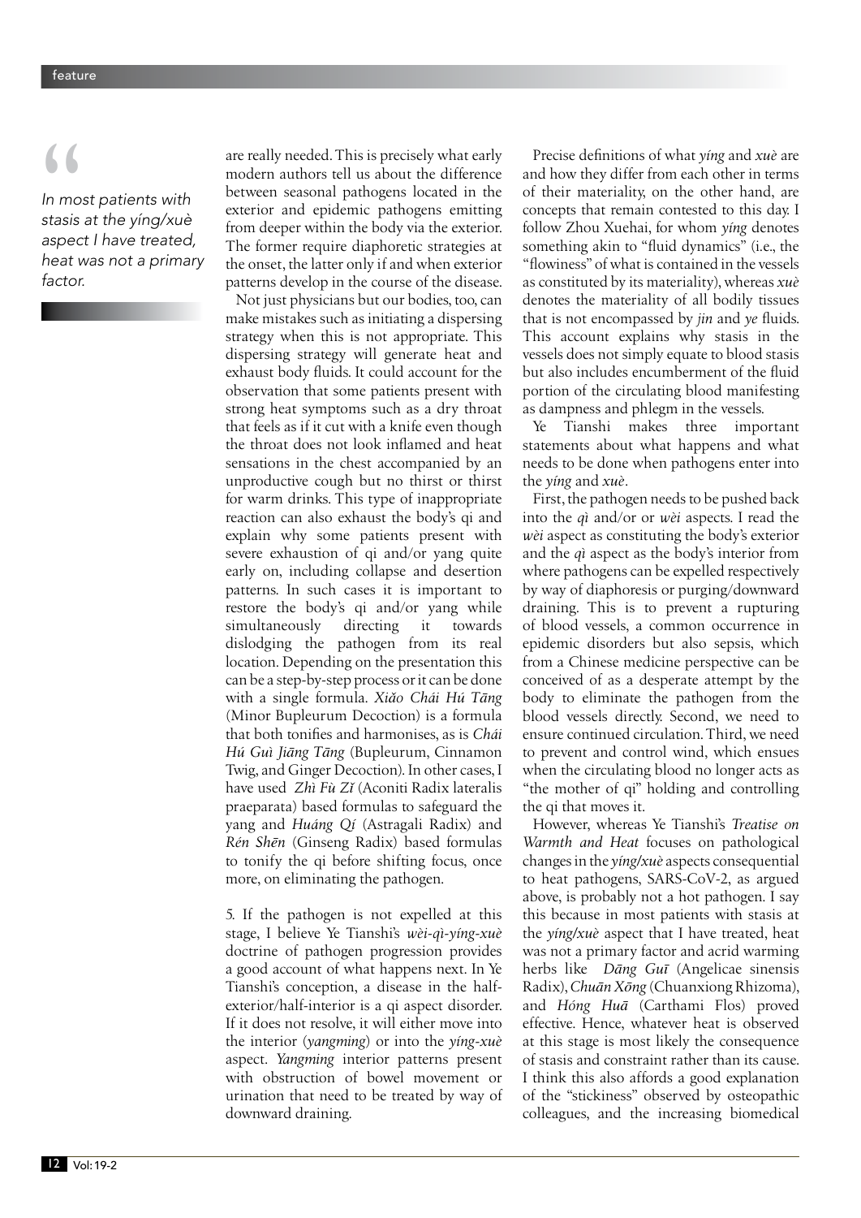> *In most patients with stasis at the yíng/xuè aspect I have treated, heat was not a primary factor.*

are really needed. This is precisely what early modern authors tell us about the difference between seasonal pathogens located in the exterior and epidemic pathogens emitting from deeper within the body via the exterior. The former require diaphoretic strategies at the onset, the latter only if and when exterior patterns develop in the course of the disease.

Not just physicians but our bodies, too, can make mistakes such as initiating a dispersing strategy when this is not appropriate. This dispersing strategy will generate heat and exhaust body fluids. It could account for the observation that some patients present with strong heat symptoms such as a dry throat that feels as if it cut with a knife even though the throat does not look inflamed and heat sensations in the chest accompanied by an unproductive cough but no thirst or thirst for warm drinks. This type of inappropriate reaction can also exhaust the body's qi and explain why some patients present with severe exhaustion of qi and/or yang quite early on, including collapse and desertion patterns. In such cases it is important to restore the body's qi and/or yang while simultaneously directing it towards dislodging the pathogen from its real location. Depending on the presentation this can be a step-by-step process or it can be done with a single formula. *Xiǎo Chái Hú Tāng* (Minor Bupleurum Decoction) is a formula that both tonifies and harmonises, as is *Chái Hú Guì Jiāng Tāng* (Bupleurum, Cinnamon Twig, and Ginger Decoction). In other cases, I have used *Zhì Fù Zǐ* (Aconiti Radix lateralis praeparata) based formulas to safeguard the yang and *Huáng Qí* (Astragali Radix) and *Rén Shēn* (Ginseng Radix) based formulas to tonify the qi before shifting focus, once more, on eliminating the pathogen.

5. If the pathogen is not expelled at this stage, I believe Ye Tianshi's *wèi-qì-yíng-xuè* doctrine of pathogen progression provides a good account of what happens next. In Ye Tianshi's conception, a disease in the half-exterior/half-interior is a qi aspect disorder. If it does not resolve, it will either move into the interior (*yangming*) or into the *yíng-xuè* aspect. *Yangming* interior patterns present with obstruction of bowel movement or urination that need to be treated by way of downward draining.

Precise definitions of what *yíng* and *xuè* are and how they differ from each other in terms of their materiality, on the other hand, are concepts that remain contested to this day. I follow Zhou Xuehai, for whom *yíng* denotes something akin to "fluid dynamics" (i.e., the "flowiness" of what is contained in the vessels as constituted by its materiality), whereas *xuè* denotes the materiality of all bodily tissues that is not encompassed by *jin* and *ye* fluids. This account explains why stasis in the vessels does not simply equate to blood stasis but also includes encumberment of the fluid portion of the circulating blood manifesting as dampness and phlegm in the vessels.

Ye Tianshi makes three important statements about what happens and what needs to be done when pathogens enter into the *yíng* and *xuè*.

First, the pathogen needs to be pushed back into the *qì* and/or or *wèi* aspects. I read the *wèi* aspect as constituting the body's exterior and the *qì* aspect as the body's interior from where pathogens can be expelled respectively by way of diaphoresis or purging/downward draining. This is to prevent a rupturing of blood vessels, a common occurrence in epidemic disorders but also sepsis, which from a Chinese medicine perspective can be conceived of as a desperate attempt by the body to eliminate the pathogen from the blood vessels directly. Second, we need to ensure continued circulation. Third, we need to prevent and control wind, which ensues when the circulating blood no longer acts as "the mother of qi" holding and controlling the qi that moves it.

However, whereas Ye Tianshi's *Treatise on Warmth and Heat* focuses on pathological changes in the *yíng/xuè* aspects consequential to heat pathogens, SARS-CoV-2, as argued above, is probably not a hot pathogen. I say this because in most patients with stasis at the *yíng/xuè* aspect that I have treated, heat was not a primary factor and acrid warming herbs like *Dāng Guī* (Angelicae sinensis Radix), *Chuān Xōng* (Chuanxiong Rhizoma), and *Hóng Huā* (Carthami Flos) proved effective. Hence, whatever heat is observed at this stage is most likely the consequence of stasis and constraint rather than its cause. I think this also affords a good explanation of the "stickiness" observed by osteopathic colleagues, and the increasing biomedical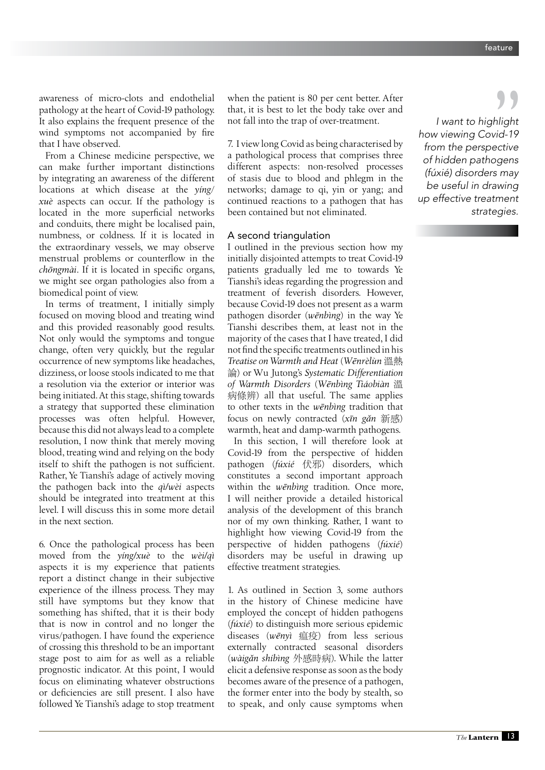awareness of micro-clots and endothelial pathology at the heart of Covid-19 pathology. It also explains the frequent presence of the wind symptoms not accompanied by fire that I have observed.

From a Chinese medicine perspective, we can make further important distinctions by integrating an awareness of the different locations at which disease at the *yíng/xuè* aspects can occur. If the pathology is located in the more superficial networks and conduits, there might be localised pain, numbness, or coldness. If it is located in the extraordinary vessels, we may observe menstrual problems or counterflow in the *chōngmài*. If it is located in specific organs, we might see organ pathologies also from a biomedical point of view.

In terms of treatment, I initially simply focused on moving blood and treating wind and this provided reasonably good results. Not only would the symptoms and tongue change, often very quickly, but the regular occurrence of new symptoms like headaches, dizziness, or loose stools indicated to me that a resolution via the exterior or interior was being initiated. At this stage, shifting towards a strategy that supported these elimination processes was often helpful. However, because this did not always lead to a complete resolution, I now think that merely moving blood, treating wind and relying on the body itself to shift the pathogen is not sufficient. Rather, Ye Tianshi's adage of actively moving the pathogen back into the *qì/wèi* aspects should be integrated into treatment at this level. I will discuss this in some more detail in the next section.

6. Once the pathological process has been moved from the *yíng/xuè* to the *wèi/qì* aspects it is my experience that patients report a distinct change in their subjective experience of the illness process. They may still have symptoms but they know that something has shifted, that it is their body that is now in control and no longer the virus/pathogen. I have found the experience of crossing this threshold to be an important stage post to aim for as well as a reliable prognostic indicator. At this point, I would focus on eliminating whatever obstructions or deficiencies are still present. I also have followed Ye Tianshi's adage to stop treatment when the patient is 80 per cent better. After that, it is best to let the body take over and not fall into the trap of over-treatment.

7. I view long Covid as being characterised by a pathological process that comprises three different aspects: non-resolved processes of stasis due to blood and phlegm in the networks; damage to qi, yin or yang; and continued reactions to a pathogen that has been contained but not eliminated.

## A second triangulation

I outlined in the previous section how my initially disjointed attempts to treat Covid-19 patients gradually led me to towards Ye Tianshi's ideas regarding the progression and treatment of feverish disorders. However, because Covid-19 does not present as a warm pathogen disorder (*wēnbìng*) in the way Ye Tianshi describes them, at least not in the majority of the cases that I have treated, I did not find the specific treatments outlined in his *Treatise on Warmth and Heat* (*Wēnrèlùn* 溫熱論) or Wu Jutong's *Systematic Differentiation of Warmth Disorders* (*Wēnbìng Tiáobiàn* 溫病條辨) all that useful. The same applies to other texts in the *wēnbìng* tradition that focus on newly contracted (*xīn gǎn* 新感) warmth, heat and damp-warmth pathogens.

In this section, I will therefore look at Covid-19 from the perspective of hidden pathogen (*fúxié* 伏邪) disorders, which constitutes a second important approach within the *wēnbìng* tradition. Once more, I will neither provide a detailed historical analysis of the development of this branch nor of my own thinking. Rather, I want to highlight how viewing Covid-19 from the perspective of hidden pathogens (*fúxié*) disorders may be useful in drawing up effective treatment strategies.

> *I want to highlight how viewing Covid-19 from the perspective of hidden pathogens (fúxié) disorders may be useful in drawing up effective treatment strategies.*

1. As outlined in Section 3, some authors in the history of Chinese medicine have employed the concept of hidden pathogens (*fúxié*) to distinguish more serious epidemic diseases (*wēnyì* 瘟疫) from less serious externally contracted seasonal disorders (*wàigǎn shíbìng* 外感時病). While the latter elicit a defensive response as soon as the body becomes aware of the presence of a pathogen, the former enter into the body by stealth, so to speak, and only cause symptoms when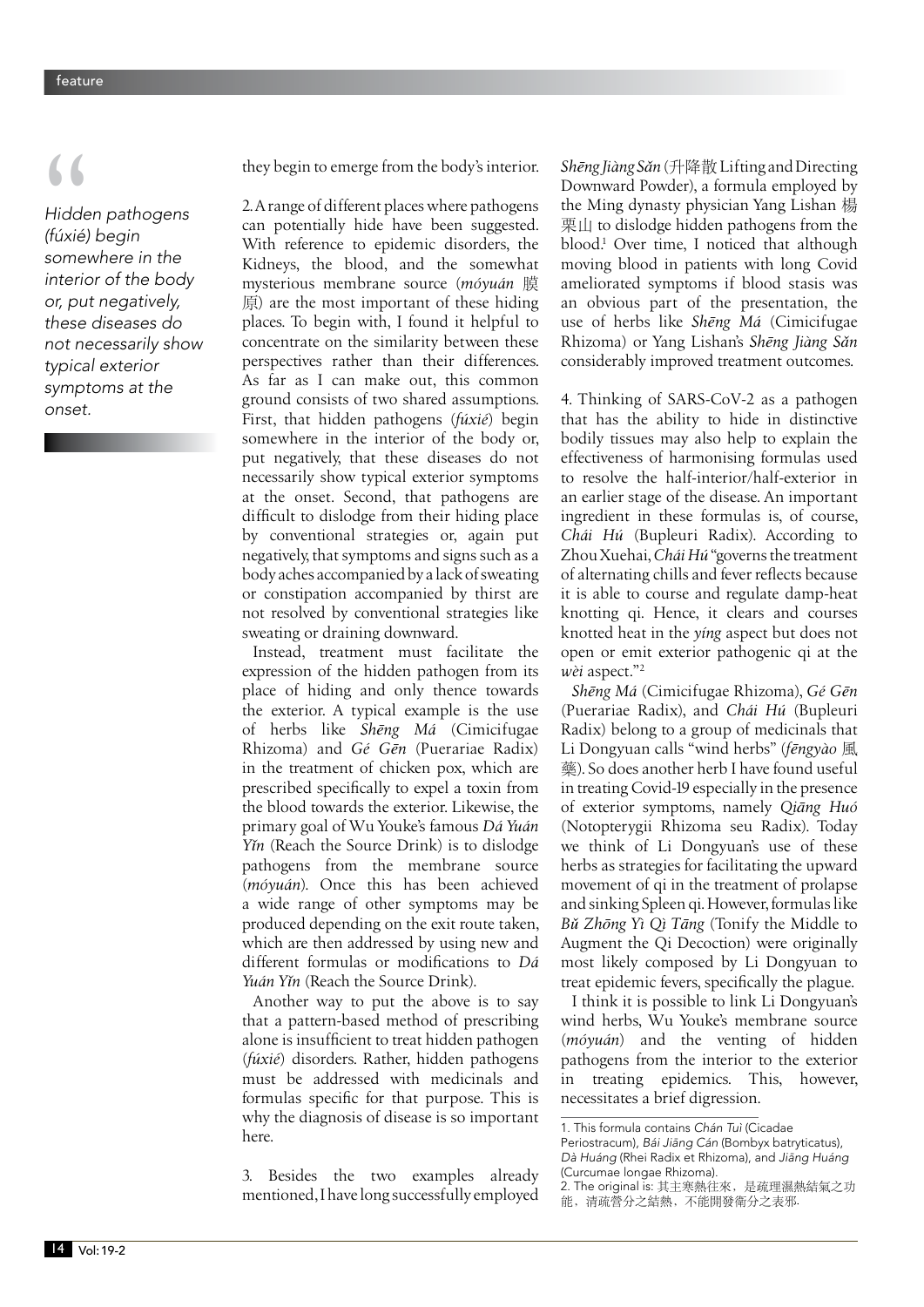> *Hidden pathogens (fúxié) begin somewhere in the interior of the body or, put negatively, these diseases do not necessarily show typical exterior symptoms at the onset.*

they begin to emerge from the body's interior.

2. A range of different places where pathogens can potentially hide have been suggested. With reference to epidemic disorders, the Kidneys, the blood, and the somewhat mysterious membrane source (*móyuán* 膜原) are the most important of these hiding places. To begin with, I found it helpful to concentrate on the similarity between these perspectives rather than their differences. As far as I can make out, this common ground consists of two shared assumptions. First, that hidden pathogens (*fúxié*) begin somewhere in the interior of the body or, put negatively, that these diseases do not necessarily show typical exterior symptoms at the onset. Second, that pathogens are difficult to dislodge from their hiding place by conventional strategies or, again put negatively, that symptoms and signs such as a body aches accompanied by a lack of sweating or constipation accompanied by thirst are not resolved by conventional strategies like sweating or draining downward.

Instead, treatment must facilitate the expression of the hidden pathogen from its place of hiding and only then towards the exterior. A typical example is the use of herbs like *Shēng Má* (Cimicifugae Rhizoma) and *Gé Gēn* (Puerariae Radix) in the treatment of chicken pox, which are prescribed specifically to expel a toxin from the blood towards the exterior. Likewise, the primary goal of Wu Youke's famous *Dá Yuán Yǐn* (Reach the Source Drink) is to dislodge pathogens from the membrane source (*móyuán*). Once this has been achieved a wide range of other symptoms may be produced depending on the exit route taken, which are then addressed by using new and different formulas or modifications to *Dá Yuán Yǐn* (Reach the Source Drink).

Another way to put the above is to say that a pattern-based method of prescribing alone is insufficient to treat hidden pathogen (*fúxié*) disorders. Rather, hidden pathogens must be addressed with medicinals and formulas specific for that purpose. This is why the diagnosis of disease is so important here.

3. Besides the two examples already mentioned, I have long successfully employed *Shēng Jiàng Sǎn* (升降散 Lifting and Directing Downward Powder), a formula employed by the Ming dynasty physician Yang Lishan 楊栗山 to dislodge hidden pathogens from the blood.[1] Over time, I noticed that although moving blood in patients with long Covid ameliorated symptoms if blood stasis was an obvious part of the presentation, the use of herbs like *Shēng Má* (Cimicifugae Rhizoma) or Yang Lishan's *Shēng Jiàng Sǎn* considerably improved treatment outcomes.

4. Thinking of SARS-CoV-2 as a pathogen that has the ability to hide in distinctive bodily tissues may also help to explain the effectiveness of harmonising formulas used to resolve the half-interior/half-exterior in an earlier stage of the disease. An important ingredient in these formulas is, of course, *Chái Hú* (Bupleuri Radix). According to Zhou Xuehai, *Chái Hú* "governs the treatment of alternating chills and fever reflects because it is able to course and regulate damp-heat knotting qi. Hence, it clears and courses knotted heat in the *yíng* aspect but does not open or emit exterior pathogenic qi at the *wèi* aspect."[2]

*Shēng Má* (Cimicifugae Rhizoma), *Gé Gēn* (Puerariae Radix), and *Chái Hú* (Bupleuri Radix) belong to a group of medicinals that Li Dongyuan calls "wind herbs" (*fēngyào* 風藥). So does another herb I have found useful in treating Covid-19 especially in the presence of exterior symptoms, namely *Qiāng Huó* (Notopterygii Rhizoma seu Radix). Today we think of Li Dongyuan's use of these herbs as strategies for facilitating the upward movement of qi in the treatment of prolapse and sinking Spleen qi. However, formulas like *Bǔ Zhōng Yì Qì Tāng* (Tonify the Middle to Augment the Qi Decoction) were originally most likely composed by Li Dongyuan to treat epidemic fevers, specifically the plague.

I think it is possible to link Li Dongyuan's wind herbs, Wu Youke's membrane source (*móyuán*) and the venting of hidden pathogens from the interior to the exterior in treating epidemics. This, however, necessitates a brief digression.

---

1. This formula contains *Chán Tuì* (Cicadae Periostracum), *Bái Jiāng Cán* (Bombyx batryticatus), *Dà Huáng* (Rhei Radix et Rhizoma), and *Jiāng Huáng* (Curcumae longae Rhizoma).
2. The original is: 其主寒熱往來，是疏理濕熱結氣之功能，清疏營分之結熱，不能開發衛分之表邪.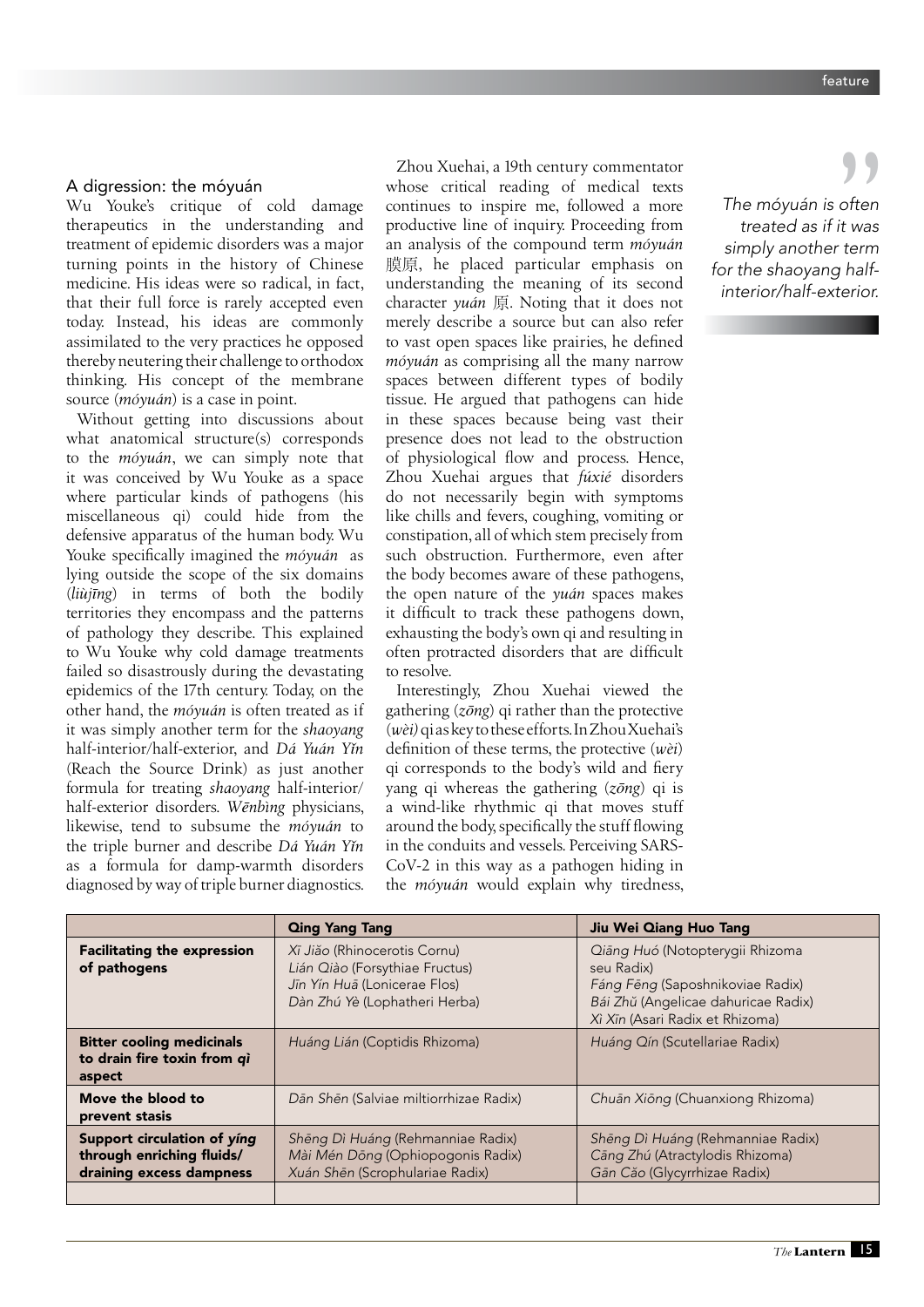## A digression: the móyuán

Wu Youke's critique of cold damage therapeutics in the understanding and treatment of epidemic disorders was a major turning points in the history of Chinese medicine. His ideas were so radical, in fact, that their full force is rarely accepted even today. Instead, his ideas are commonly assimilated to the very practices he opposed thereby neutering their challenge to orthodox thinking. His concept of the membrane source (*móyuán*) is a case in point.

Without getting into discussions about what anatomical structure(s) corresponds to the *móyuán*, we can simply note that it was conceived by Wu Youke as a space where particular kinds of pathogens (his miscellaneous qi) could hide from the defensive apparatus of the human body. Wu Youke specifically imagined the *móyuán* as lying outside the scope of the six domains (*liùjīng*) in terms of both the bodily territories they encompass and the patterns of pathology they describe. This explained to Wu Youke why cold damage treatments failed so disastrously during the devastating epidemics of the 17th century. Today, on the other hand, the *móyuán* is often treated as if it was simply another term for the *shaoyang* half-interior/half-exterior, and *Dá Yuán Yǐn* (Reach the Source Drink) as just another formula for treating *shaoyang* half-interior/half-exterior disorders. *Wēnbìng* physicians, likewise, tend to subsume the *móyuán* to the triple burner and describe *Dá Yuán Yǐn* as a formula for damp-warmth disorders diagnosed by way of triple burner diagnostics.

Zhou Xuehai, a 19th century commentator whose critical reading of medical texts continues to inspire me, followed a more productive line of inquiry. Proceeding from an analysis of the compound term *móyuán* 膜原, he placed particular emphasis on understanding the meaning of its second character *yuán* 原. Noting that it does not merely describe a source but can also refer to vast open spaces like prairies, he defined *móyuán* as comprising all the many narrow spaces between different types of bodily tissue. He argued that pathogens can hide in these spaces because being vast their presence does not lead to the obstruction of physiological flow and process. Hence, Zhou Xuehai argues that *fúxié* disorders do not necessarily begin with symptoms like chills and fevers, coughing, vomiting or constipation, all of which stem precisely from such obstruction. Furthermore, even after the body becomes aware of these pathogens, the open nature of the *yuán* spaces makes it difficult to track these pathogens down, exhausting the body's own qi and resulting in often protracted disorders that are difficult to resolve.

Interestingly, Zhou Xuehai viewed the gathering (*zōng*) qi rather than the protective (*wèi*) qi as key to these efforts. In Zhou Xuehai's definition of these terms, the protective (*wèi*) qi corresponds to the body's wild and fiery yang qi whereas the gathering (*zōng*) qi is a wind-like rhythmic qi that moves stuff around the body, specifically the stuff flowing in the conduits and vessels. Perceiving SARS-CoV-2 in this way as a pathogen hiding in the *móyuán* would explain why tiredness,

> *The móyuán is often treated as if it was simply another term for the shaoyang half-interior/half-exterior.*

| | Qing Yang Tang | Jiu Wei Qiang Huo Tang |
|---|---|---|
| **Facilitating the expression of pathogens** | *Xī Jiǎo* (Rhinocerotis Cornu)<br>*Lián Qiào* (Forsythiae Fructus)<br>*Jīn Yín Huā* (Lonicerae Flos)<br>*Dàn Zhú Yè* (Lophatheri Herba) | *Qiāng Huó* (Notopterygii Rhizoma seu Radix)<br>*Fáng Fēng* (Saposhnikoviae Radix)<br>*Bái Zhǐ* (Angelicae dahuricae Radix)<br>*Xì Xīn* (Asari Radix et Rhizoma) |
| **Bitter cooling medicinals to drain fire toxin from *qì* aspect** | *Huáng Lián* (Coptidis Rhizoma) | *Huáng Qín* (Scutellariae Radix) |
| **Move the blood to prevent stasis** | *Dān Shēn* (Salviae miltiorrhizae Radix) | *Chuān Xiōng* (Chuanxiong Rhizoma) |
| **Support circulation of *yíng* through enriching fluids/ draining excess dampness** | *Shēng Dì Huáng* (Rehmanniae Radix)<br>*Mài Mén Dōng* (Ophiopogonis Radix)<br>*Xuán Shēn* (Scrophulariae Radix) | *Shēng Dì Huáng* (Rehmanniae Radix)<br>*Cāng Zhú* (Atractylodis Rhizoma)<br>*Gān Cǎo* (Glycyrrhizae Radix) |
| | | |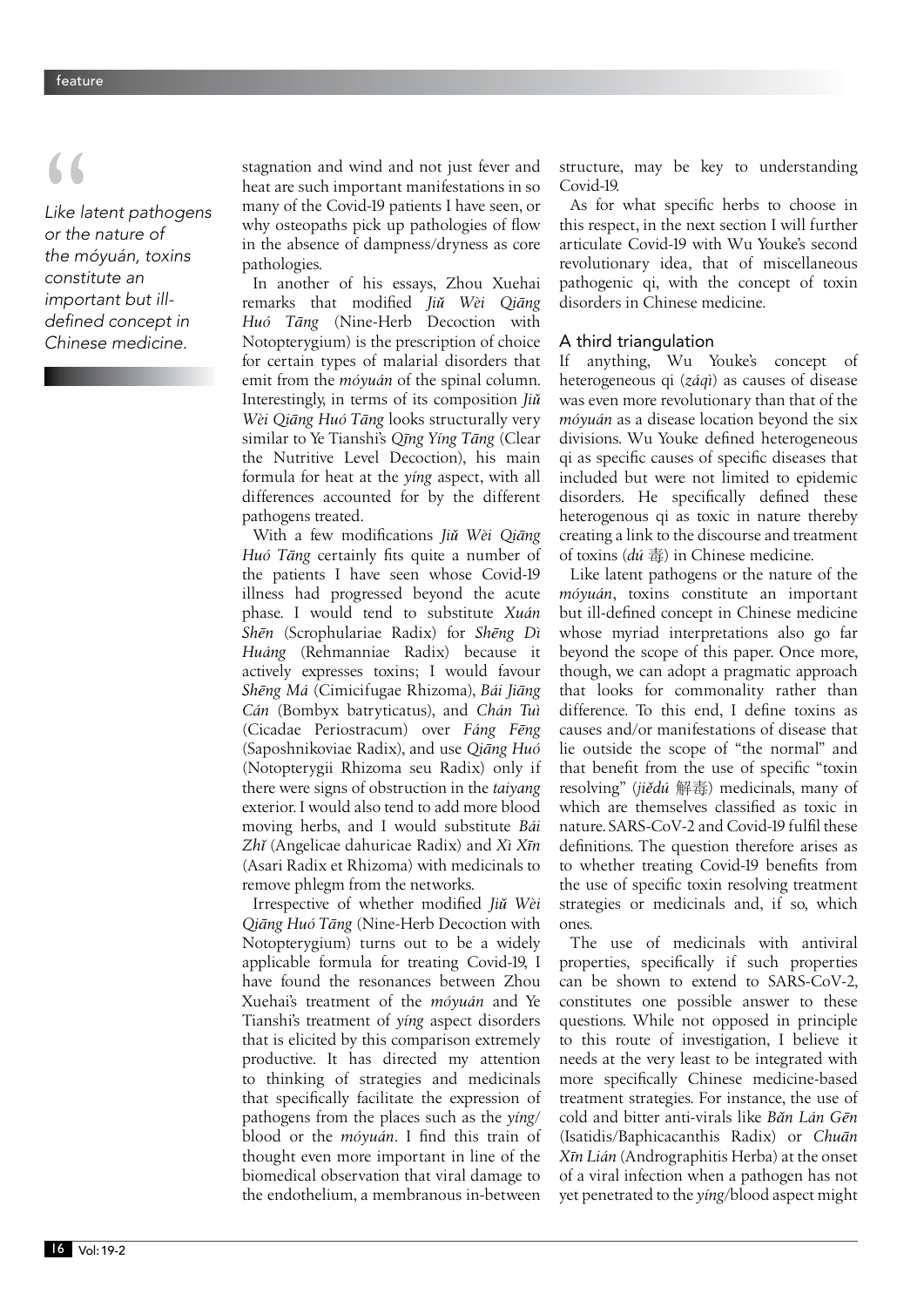> *Like latent pathogens or the nature of the móyuán, toxins constitute an important but ill-defined concept in Chinese medicine.*

stagnation and wind and not just fever and heat are such important manifestations in so many of the Covid-19 patients I have seen, or why osteopaths pick up pathologies of flow in the absence of dampness/dryness as core pathologies.

In another of his essays, Zhou Xuehai remarks that modified *Jiǔ Wèi Qiāng Huó Tāng* (Nine-Herb Decoction with Notopterygium) is the prescription of choice for certain types of malarial disorders that emit from the *móyuán* of the spinal column. Interestingly, in terms of its composition *Jiǔ Wèi Qiāng Huó Tāng* looks structurally very similar to Ye Tianshi's *Qīng Yíng Tāng* (Clear the Nutritive Level Decoction), his main formula for heat at the *yíng* aspect, with all differences accounted for by the different pathogens treated.

With a few modifications *Jiǔ Wèi Qiāng Huó Tāng* certainly fits quite a number of the patients I have seen whose Covid-19 illness had progressed beyond the acute phase. I would tend to substitute *Xuán Shēn* (Scrophulariae Radix) for *Shēng Dì Huáng* (Rehmanniae Radix) because it actively expresses toxins; I would favour *Shēng Má* (Cimicifugae Rhizoma), *Bái Jiāng Cán* (Bombyx batryticatus), and *Chán Tuì* (Cicadae Periostracum) over *Fáng Fēng* (Saposhnikoviae Radix), and use *Qiāng Huó* (Notopterygii Rhizoma seu Radix) only if there were signs of obstruction in the *taiyang* exterior. I would also tend to add more blood moving herbs, and I would substitute *Bái Zhǐ* (Angelicae dahuricae Radix) and *Xì Xīn* (Asari Radix et Rhizoma) with medicinals to remove phlegm from the networks.

Irrespective of whether modified *Jiǔ Wèi Qiāng Huó Tāng* (Nine-Herb Decoction with Notopterygium) turns out to be a widely applicable formula for treating Covid-19, I have found the resonances between Zhou Xuehai's treatment of the *móyuán* and Ye Tianshi's treatment of *yíng* aspect disorders that is elicited by this comparison extremely productive. It has directed my attention to thinking of strategies and medicinals that specifically facilitate the expression of pathogens from the places such as the *yíng*/blood or the *móyuán*. I find this train of thought even more important in line of the biomedical observation that viral damage to the endothelium, a membranous in-between structure, may be key to understanding Covid-19.

As for what specific herbs to choose in this respect, in the next section I will further articulate Covid-19 with Wu Youke's second revolutionary idea, that of miscellaneous pathogenic qi, with the concept of toxin disorders in Chinese medicine.

## A third triangulation

If anything, Wu Youke's concept of heterogeneous qi (*záqì*) as causes of disease was even more revolutionary than that of the *móyuán* as a disease location beyond the six divisions. Wu Youke defined heterogeneous qi as specific causes of specific diseases that included but were not limited to epidemic disorders. He specifically defined these heterogenous qi as toxic in nature thereby creating a link to the discourse and treatment of toxins (*dú* 毒) in Chinese medicine.

Like latent pathogens or the nature of the *móyuán*, toxins constitute an important but ill-defined concept in Chinese medicine whose myriad interpretations also go far beyond the scope of this paper. Once more, though, we can adopt a pragmatic approach that looks for commonality rather than difference. To this end, I define toxins as causes and/or manifestations of disease that lie outside the scope of "the normal" and that benefit from the use of specific "toxin resolving" (*jiědú* 解毒) medicinals, many of which are themselves classified as toxic in nature. SARS-CoV-2 and Covid-19 fulfil these definitions. The question therefore arises as to whether treating Covid-19 benefits from the use of specific toxin resolving treatment strategies or medicinals and, if so, which ones.

The use of medicinals with antiviral properties, specifically if such properties can be shown to extend to SARS-CoV-2, constitutes one possible answer to these questions. While not opposed in principle to this route of investigation, I believe it needs at the very least to be integrated with more specifically Chinese medicine-based treatment strategies. For instance, the use of cold and bitter anti-virals like *Bǎn Lán Gēn* (Isatidis/Baphicacanthis Radix) or *Chuān Xīn Lián* (Andrographitis Herba) at the onset of a viral infection when a pathogen has not yet penetrated to the *yíng*/blood aspect might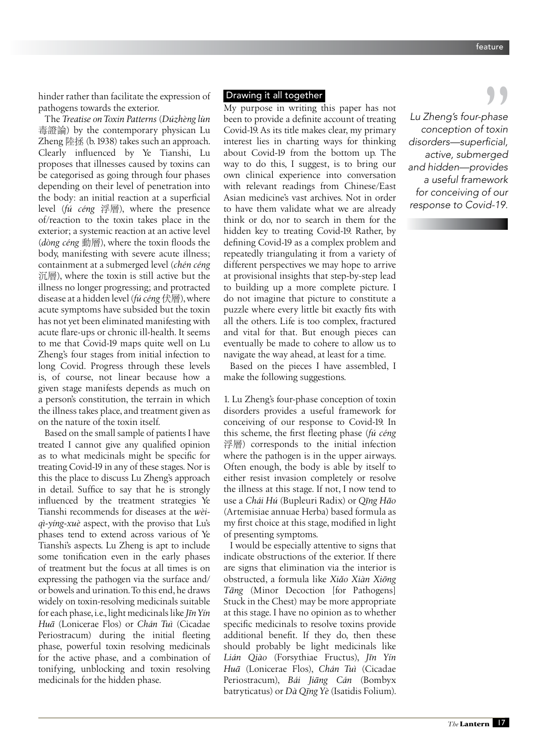hinder rather than facilitate the expression of pathogens towards the exterior.

The *Treatise on Toxin Patterns* (*Dúzhèng lùn* 毒證論) by the contemporary physican Lu Zheng 陸拯 (b. 1938) takes such an approach. Clearly influenced by Ye Tianshi, Lu proposes that illnesses caused by toxins can be categorised as going through four phases depending on their level of penetration into the body: an initial reaction at a superficial level (*fú céng* 浮層), where the presence of/reaction to the toxin takes place in the exterior; a systemic reaction at an active level (*dòng céng* 動層), where the toxin floods the body, manifesting with severe acute illness; containment at a submerged level (*chén céng* 沉層), where the toxin is still active but the illness no longer progressing; and protracted disease at a hidden level (*fú céng* 伏層), where acute symptoms have subsided but the toxin has not yet been eliminated manifesting with acute flare-ups or chronic ill-health. It seems to me that Covid-19 maps quite well on Lu Zheng's four stages from initial infection to long Covid. Progress through these levels is, of course, not linear because how a given stage manifests depends as much on a person's constitution, the terrain in which the illness takes place, and treatment given as on the nature of the toxin itself.

Based on the small sample of patients I have treated I cannot give any qualified opinion as to what medicinals might be specific for treating Covid-19 in any of these stages. Nor is this the place to discuss Lu Zheng's approach in detail. Suffice to say that he is strongly influenced by the treatment strategies Ye Tianshi recommends for diseases at the *wèi-qì-yíng-xuè* aspect, with the proviso that Lu's phases tend to extend across various of Ye Tianshi's aspects. Lu Zheng is apt to include some tonification even in the early phases of treatment but the focus at all times is on expressing the pathogen via the surface and/or bowels and urination. To this end, he draws widely on toxin-resolving medicinals suitable for each phase, i.e., light medicinals like *Jīn Yín Huā* (Lonicerae Flos) or *Chán Tuì* (Cicadae Periostracum) during the initial fleeting phase, powerful toxin resolving medicinals for the active phase, and a combination of tonifying, unblocking and toxin resolving medicinals for the hidden phase.

## Drawing it all together

My purpose in writing this paper has not been to provide a definite account of treating Covid-19. As its title makes clear, my primary interest lies in charting ways for thinking about Covid-19 from the bottom up. The way to do this, I suggest, is to bring our own clinical experience into conversation with relevant readings from Chinese/East Asian medicine's vast archives. Not in order to have them validate what we are already think or do, nor to search in them for the hidden key to treating Covid-19. Rather, by defining Covid-19 as a complex problem and repeatedly triangulating it from a variety of different perspectives we may hope to arrive at provisional insights that step-by-step lead to building up a more complete picture. I do not imagine that picture to constitute a puzzle where every little bit exactly fits with all the others. Life is too complex, fractured and vital for that. But enough pieces can eventually be made to cohere to allow us to navigate the way ahead, at least for a time.

Based on the pieces I have assembled, I make the following suggestions.

1. Lu Zheng's four-phase conception of toxin disorders provides a useful framework for conceiving of our response to Covid-19. In this scheme, the first fleeting phase (*fú céng* 浮層) corresponds to the initial infection where the pathogen is in the upper airways. Often enough, the body is able by itself to either resist invasion completely or resolve the illness at this stage. If not, I now tend to use a *Chái Hú* (Bupleuri Radix) or *Qīng Hāo* (Artemisiae annuae Herba) based formula as my first choice at this stage, modified in light of presenting symptoms.

I would be especially attentive to signs that indicate obstructions of the exterior. If there are signs that elimination via the interior is obstructed, a formula like *Xiǎo Xiàn Xiōng Tāng* (Minor Decoction [for Pathogens] Stuck in the Chest) may be more appropriate at this stage. I have no opinion as to whether specific medicinals to resolve toxins provide additional benefit. If they do, then these should probably be light medicinals like *Lián Qiào* (Forsythiae Fructus), *Jīn Yín Huā* (Lonicerae Flos), *Chán Tuì* (Cicadae Periostracum), *Bái Jiāng Cán* (Bombyx batryticatus) or *Dà Qīng Yè* (Isatidis Folium).

> *Lu Zheng's four-phase conception of toxin disorders—superficial, active, submerged and hidden—provides a useful framework for conceiving of our response to Covid-19.*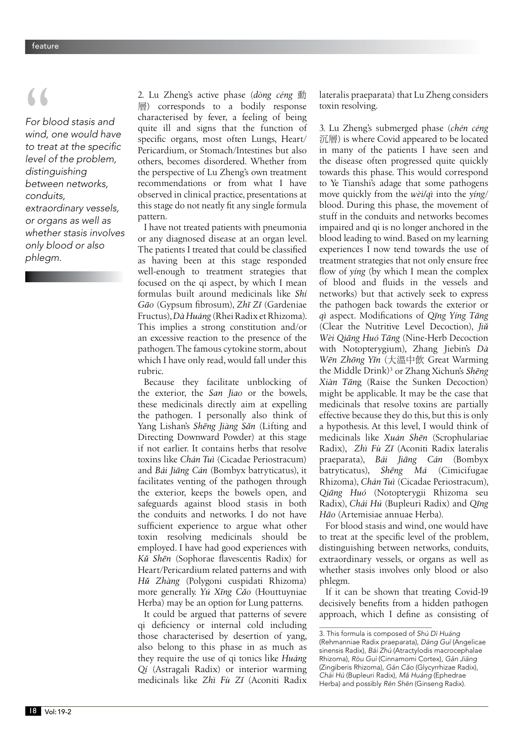> *For blood stasis and wind, one would have to treat at the specific level of the problem, distinguishing between networks, conduits, extraordinary vessels, or organs as well as whether stasis involves only blood or also phlegm.*

2. Lu Zheng's active phase (*dòng céng* 動層) corresponds to a bodily response characterised by fever, a feeling of being quite ill and signs that the function of specific organs, most often Lungs, Heart/Pericardium, or Stomach/Intestines but also others, becomes disordered. Whether from the perspective of Lu Zheng's own treatment recommendations or from what I have observed in clinical practice, presentations at this stage do not neatly fit any single formula pattern.

I have not treated patients with pneumonia or any diagnosed disease at an organ level. The patients I treated that could be classified as having been at this stage responded well-enough to treatment strategies that focused on the qi aspect, by which I mean formulas built around medicinals like *Shí Gāo* (Gypsum fibrosum), *Zhī Zǐ* (Gardeniae Fructus), *Dà Huáng* (Rhei Radix et Rhizoma). This implies a strong constitution and/or an excessive reaction to the presence of the pathogen. The famous cytokine storm, about which I have only read, would fall under this rubric.

Because they facilitate unblocking of the exterior, the *San Jiao* or the bowels, these medicinals directly aim at expelling the pathogen. I personally also think of Yang Lishan's *Shēng Jiàng Sǎn* (Lifting and Directing Downward Powder) at this stage if not earlier. It contains herbs that resolve toxins like *Chán Tuì* (Cicadae Periostracum) and *Bái Jiāng Cán* (Bombyx batryticatus), it facilitates venting of the pathogen through the exterior, keeps the bowels open, and safeguards against blood stasis in both the conduits and networks. I do not have sufficient experience to argue what other toxin resolving medicinals should be employed. I have had good experiences with *Kǔ Shēn* (Sophorae flavescentis Radix) for Heart/Pericardium related patterns and with *Hǔ Zhàng* (Polygoni cuspidati Rhizoma) more generally. *Yú Xīng Cǎo* (Houttuyniae Herba) may be an option for Lung patterns.

It could be argued that patterns of severe qi deficiency or internal cold including those characterised by desertion of yang, also belong to this phase in as much as they require the use of qi tonics like *Huáng Qí* (Astragali Radix) or interior warming medicinals like *Zhì Fù Zǐ* (Aconiti Radix lateralis praeparata) that Lu Zheng considers toxin resolving.

3. Lu Zheng's submerged phase (*chén céng* 沉層) is where Covid appeared to be located in many of the patients I have seen and the disease often progressed quite quickly towards this phase. This would correspond to Ye Tianshi's adage that some pathogens move quickly from the *wèi/qì* into the *yíng/*blood. During this phase, the movement of stuff in the conduits and networks becomes impaired and qi is no longer anchored in the blood leading to wind. Based on my learning experiences I now tend towards the use of treatment strategies that not only ensure free flow of *yíng* (by which I mean the complex of blood and fluids in the vessels and networks) but that actively seek to express the pathogen back towards the exterior or *qì* aspect. Modifications of *Qīng Yíng Tāng* (Clear the Nutritive Level Decoction), *Jiǔ Wèi Qiāng Huó Tāng* (Nine-Herb Decoction with Notopterygium), Zhang Jiebin's *Dà Wēn Zhōng Yǐn* (大溫中飲 Great Warming the Middle Drink)[3] or Zhang Xichun's *Shēng Xiàn Tāng* (Raise the Sunken Decoction) might be applicable. It may be the case that medicinals that resolve toxins are partially effective because they do this, but this is only a hypothesis. At this level, I would think of medicinals like *Xuán Shēn* (Scrophulariae Radix), *Zhì Fù Zǐ* (Aconiti Radix lateralis praeparata), *Bái Jiāng Cán* (Bombyx batryticatus), *Shēng Má* (Cimicifugae Rhizoma), *Chán Tuì* (Cicadae Periostracum), *Qiāng Huó* (Notopterygii Rhizoma seu Radix), *Chái Hú* (Bupleuri Radix) and *Qīng Hāo* (Artemisiae annuae Herba).

For blood stasis and wind, one would have to treat at the specific level of the problem, distinguishing between networks, conduits, extraordinary vessels, or organs as well as whether stasis involves only blood or also phlegm.

If it can be shown that treating Covid-19 decisively benefits from a hidden pathogen approach, which I define as consisting of

---

3. This formula is composed of *Shú Dì Huáng* (Rehmanniae Radix praeparata), *Dāng Guī* (Angelicae sinensis Radix), *Bái Zhú* (Atractylodis macrocephalae Rhizoma), *Ròu Guì* (Cinnamomi Cortex), *Gān Jiāng* (Zingiberis Rhizoma), *Gān Cǎo* (Glycyrrhizae Radix), *Chái Hú* (Bupleuri Radix), *Má Huáng* (Ephedrae Herba) and possibly *Rén Shēn* (Ginseng Radix).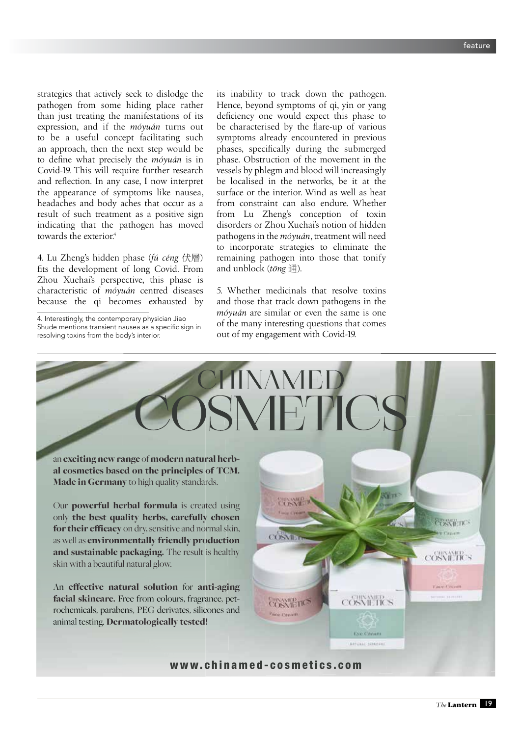strategies that actively seek to dislodge the pathogen from some hiding place rather than just treating the manifestations of its expression, and if the *móyuán* turns out to be a useful concept facilitating such an approach, then the next step would be to define what precisely the *móyuán* is in Covid-19. This will require further research and reflection. In any case, I now interpret the appearance of symptoms like nausea, headaches and body aches that occur as a result of such treatment as a positive sign indicating that the pathogen has moved towards the exterior.[4]

4. Lu Zheng's hidden phase (*fú céng* 伏層) fits the development of long Covid. From Zhou Xuehai's perspective, this phase is characteristic of *móyuán* centred diseases because the qi becomes exhausted by its inability to track down the pathogen. Hence, beyond symptoms of qi, yin or yang deficiency one would expect this phase to be characterised by the flare-up of various symptoms already encountered in previous phases, specifically during the submerged phase. Obstruction of the movement in the vessels by phlegm and blood will increasingly be localised in the networks, be it at the surface or the interior. Wind as well as heat from constraint can also endure. Whether from Lu Zheng's conception of toxin disorders or Zhou Xuehai's notion of hidden pathogens in the *móyuán*, treatment will need to incorporate strategies to eliminate the remaining pathogen into those that tonify and unblock (*tōng* 通).

5. Whether medicinals that resolve toxins and those that track down pathogens in the *móyuán* are similar or even the same is one of the many interesting questions that comes out of my engagement with Covid-19.

4. Interestingly, the contemporary physician Jiao Shude mentions transient nausea as a specific sign in resolving toxins from the body's interior.

---

# CHINAMED COSMETICS

an **exciting new range** of **modern natural herbal cosmetics based on the principles of TCM. Made in Germany** to high quality standards.

Our **powerful herbal formula** is created using only **the best quality herbs, carefully chosen for their efficacy** on dry, sensitive and normal skin, as well as **environmentally friendly production and sustainable packaging.** The result is healthy skin with a beautiful natural glow.

An **effective natural solution** for **anti-aging facial skincare.** Free from colours, fragrance, petrochemicals, parabens, PEG derivates, silicones and animal testing. **Dermatologically tested!**

**www.chinamed-cosmetics.com**